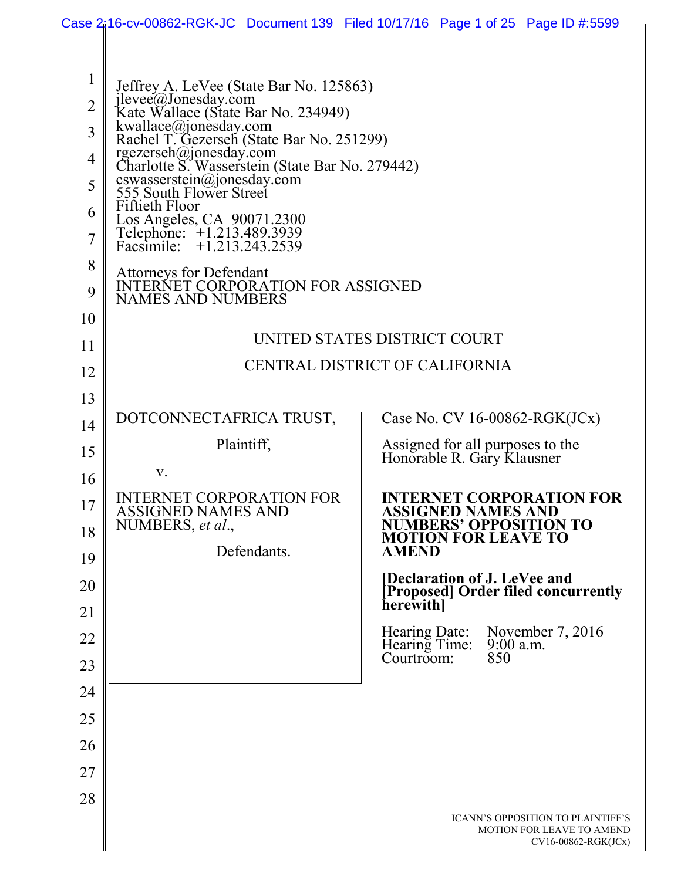Jeffrey A. LeVee (State Bar No. 125863)
jlevee@Jonesday.com
Kate Wallace (State Bar No. 234949)
kwallace@jonesday.com
Rachel T. Gezerseh (State Bar No. 251299)
rgezerseh@jonesday.com
Charlotte S. Wasserstein (State Bar No. 279442)
cswasserstein@jonesday.com
555 South Flower Street
Fiftieth Floor
Los Angeles, CA 90071.2300
Telephone: +1.213.489.3939
Facsimile: +1.213.243.2539

Attorneys for Defendant
INTERNET CORPORATION FOR ASSIGNED
NAMES AND NUMBERS

UNITED STATES DISTRICT COURT

CENTRAL DISTRICT OF CALIFORNIA

DOTCONNECTAFRICA TRUST,

Plaintiff,

v.

INTERNET CORPORATION FOR ASSIGNED NAMES AND NUMBERS, *et al*.,

Defendants.

Case No. CV 16-00862-RGK(JCx)

Assigned for all purposes to the Honorable R. Gary Klausner

**INTERNET CORPORATION FOR ASSIGNED NAMES AND NUMBERS' OPPOSITION TO MOTION FOR LEAVE TO AMEND**

**[Declaration of J. LeVee and [Proposed] Order filed concurrently herewith]**

Hearing Date: November 7, 2016
Hearing Time: 9:00 a.m.
Courtroom: 850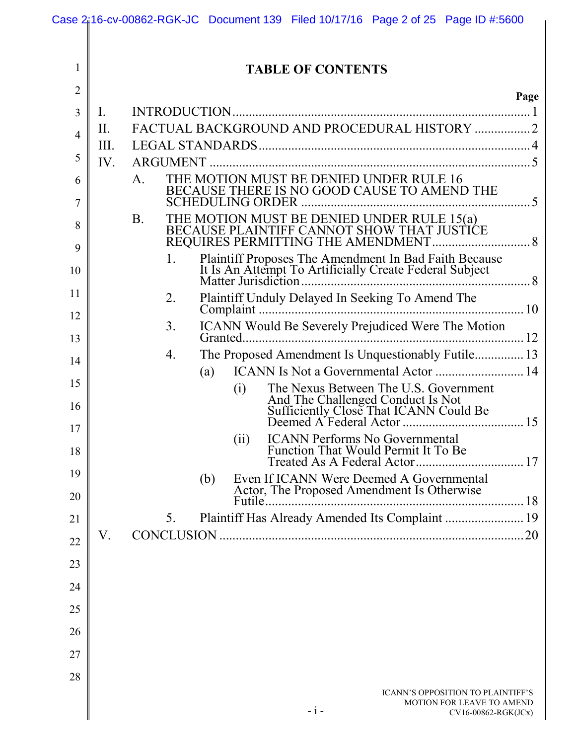# TABLE OF CONTENTS

| | Page |
|---|---|
| I. INTRODUCTION | 1 |
| II. FACTUAL BACKGROUND AND PROCEDURAL HISTORY | 2 |
| III. LEGAL STANDARDS | 4 |
| IV. ARGUMENT | 5 |
| A. THE MOTION MUST BE DENIED UNDER RULE 16 BECAUSE THERE IS NO GOOD CAUSE TO AMEND THE SCHEDULING ORDER | 5 |
| B. THE MOTION MUST BE DENIED UNDER RULE 15(a) BECAUSE PLAINTIFF CANNOT SHOW THAT JUSTICE REQUIRES PERMITTING THE AMENDMENT | 8 |
| 1. Plaintiff Proposes The Amendment In Bad Faith Because It Is An Attempt To Artificially Create Federal Subject Matter Jurisdiction | 8 |
| 2. Plaintiff Unduly Delayed In Seeking To Amend The Complaint | 10 |
| 3. ICANN Would Be Severely Prejudiced Were The Motion Granted | 12 |
| 4. The Proposed Amendment Is Unquestionably Futile | 13 |
| (a) ICANN Is Not a Governmental Actor | 14 |
| (i) The Nexus Between The U.S. Government And The Challenged Conduct Is Not Sufficiently Close That ICANN Could Be Deemed A Federal Actor | 15 |
| (ii) ICANN Performs No Governmental Function That Would Permit It To Be Treated As A Federal Actor | 17 |
| (b) Even If ICANN Were Deemed A Governmental Actor, The Proposed Amendment Is Otherwise Futile | 18 |
| 5. Plaintiff Has Already Amended Its Complaint | 19 |
| V. CONCLUSION | 20 |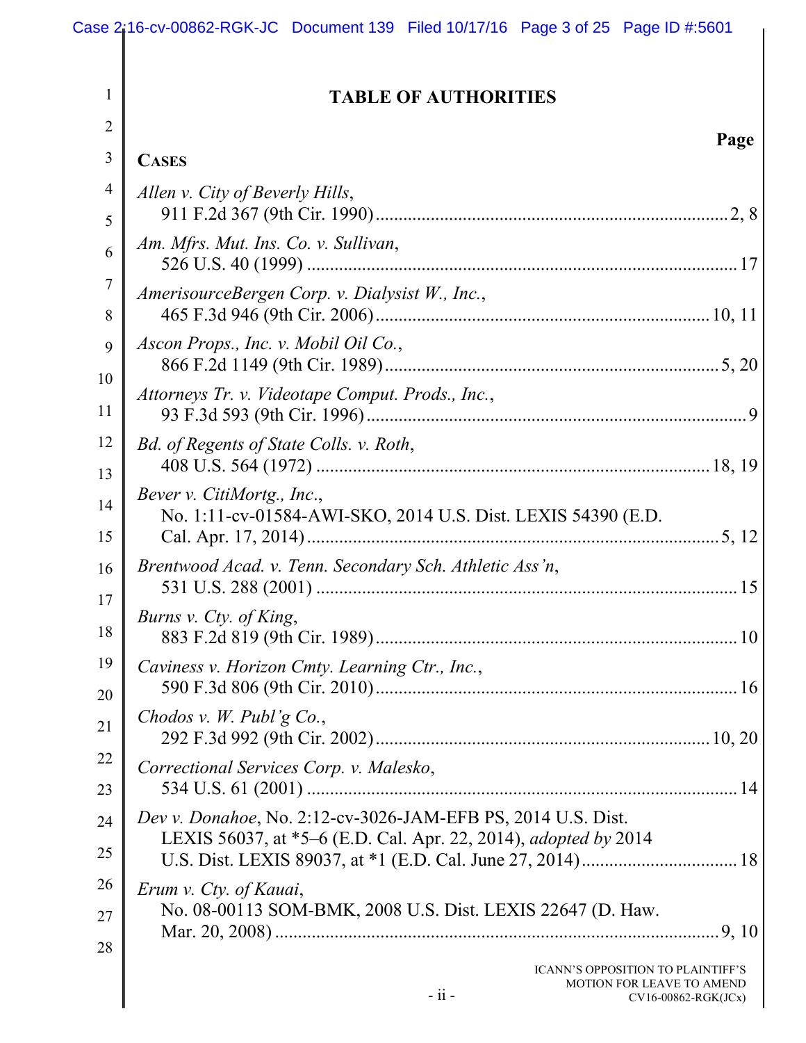# TABLE OF AUTHORITIES

**Page**

**CASES**

*Allen v. City of Beverly Hills*,
911 F.2d 367 (9th Cir. 1990) .......... 2, 8

*Am. Mfrs. Mut. Ins. Co. v. Sullivan*,
526 U.S. 40 (1999) .......... 17

*AmerisourceBergen Corp. v. Dialysist W., Inc.*,
465 F.3d 946 (9th Cir. 2006) .......... 10, 11

*Ascon Props., Inc. v. Mobil Oil Co.*,
866 F.2d 1149 (9th Cir. 1989) .......... 5, 20

*Attorneys Tr. v. Videotape Comput. Prods., Inc.*,
93 F.3d 593 (9th Cir. 1996) .......... 9

*Bd. of Regents of State Colls. v. Roth*,
408 U.S. 564 (1972) .......... 18, 19

*Bever v. CitiMortg., Inc.*,
No. 1:11-cv-01584-AWI-SKO, 2014 U.S. Dist. LEXIS 54390 (E.D. Cal. Apr. 17, 2014) .......... 5, 12

*Brentwood Acad. v. Tenn. Secondary Sch. Athletic Ass'n*,
531 U.S. 288 (2001) .......... 15

*Burns v. Cty. of King*,
883 F.2d 819 (9th Cir. 1989) .......... 10

*Caviness v. Horizon Cmty. Learning Ctr., Inc.*,
590 F.3d 806 (9th Cir. 2010) .......... 16

*Chodos v. W. Publ'g Co.*,
292 F.3d 992 (9th Cir. 2002) .......... 10, 20

*Correctional Services Corp. v. Malesko*,
534 U.S. 61 (2001) .......... 14

*Dev v. Donahoe*, No. 2:12-cv-3026-JAM-EFB PS, 2014 U.S. Dist. LEXIS 56037, at *5–6 (E.D. Cal. Apr. 22, 2014), *adopted by* 2014 U.S. Dist. LEXIS 89037, at *1 (E.D. Cal. June 27, 2014) .......... 18

*Erum v. Cty. of Kauai*,
No. 08-00113 SOM-BMK, 2008 U.S. Dist. LEXIS 22647 (D. Haw. Mar. 20, 2008) .......... 9, 10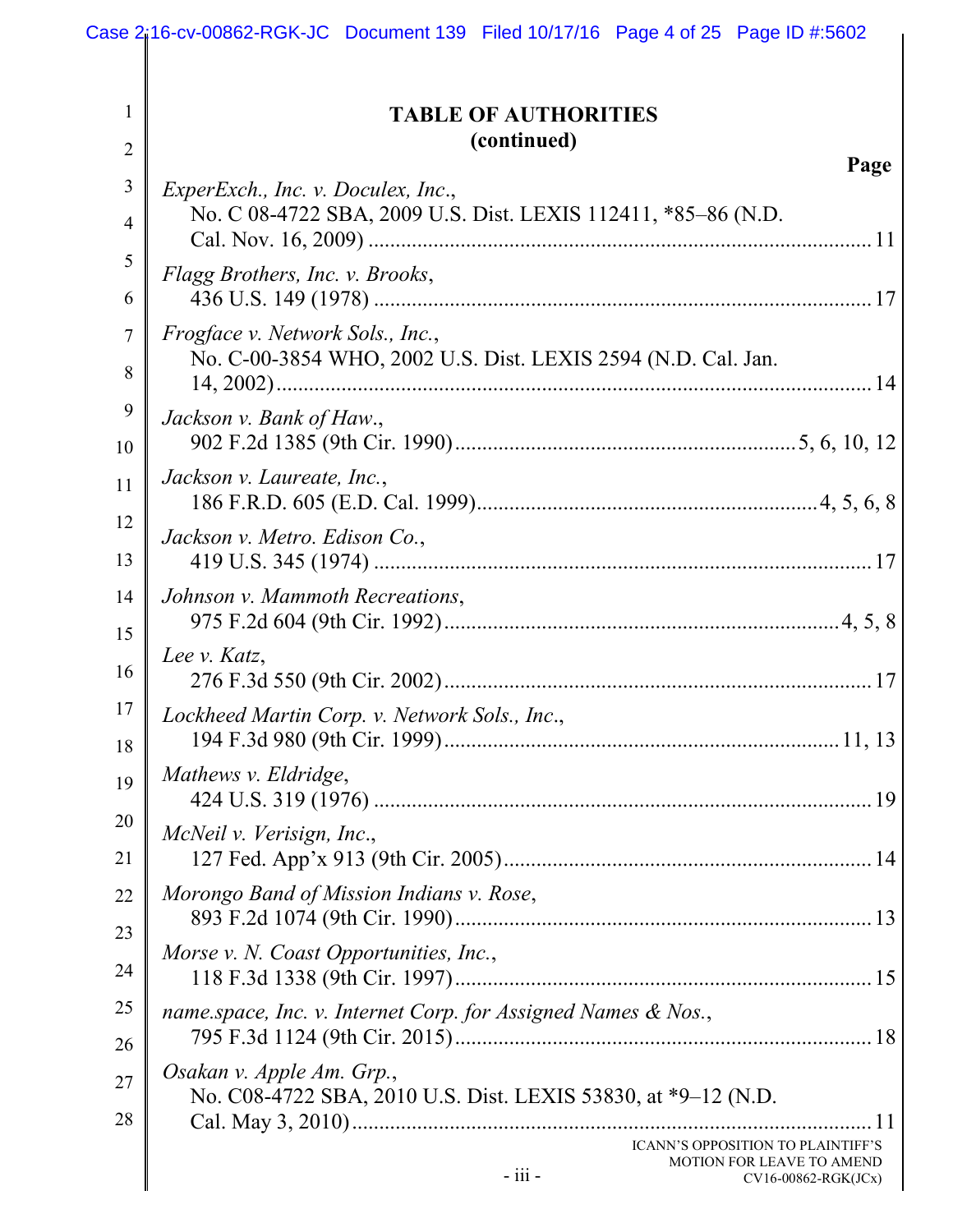**TABLE OF AUTHORITIES**
**(continued)**

| | Page |
|---|---|
| *ExperExch., Inc. v. Doculex, Inc.*, No. C 08-4722 SBA, 2009 U.S. Dist. LEXIS 112411, *85–86 (N.D. Cal. Nov. 16, 2009) | 11 |
| *Flagg Brothers, Inc. v. Brooks*, 436 U.S. 149 (1978) | 17 |
| *Frogface v. Network Sols., Inc.*, No. C-00-3854 WHO, 2002 U.S. Dist. LEXIS 2594 (N.D. Cal. Jan. 14, 2002) | 14 |
| *Jackson v. Bank of Haw.*, 902 F.2d 1385 (9th Cir. 1990) | 5, 6, 10, 12 |
| *Jackson v. Laureate, Inc.*, 186 F.R.D. 605 (E.D. Cal. 1999) | 4, 5, 6, 8 |
| *Jackson v. Metro. Edison Co.*, 419 U.S. 345 (1974) | 17 |
| *Johnson v. Mammoth Recreations*, 975 F.2d 604 (9th Cir. 1992) | 4, 5, 8 |
| *Lee v. Katz*, 276 F.3d 550 (9th Cir. 2002) | 17 |
| *Lockheed Martin Corp. v. Network Sols., Inc.*, 194 F.3d 980 (9th Cir. 1999) | 11, 13 |
| *Mathews v. Eldridge*, 424 U.S. 319 (1976) | 19 |
| *McNeil v. Verisign, Inc.*, 127 Fed. App'x 913 (9th Cir. 2005) | 14 |
| *Morongo Band of Mission Indians v. Rose*, 893 F.2d 1074 (9th Cir. 1990) | 13 |
| *Morse v. N. Coast Opportunities, Inc.*, 118 F.3d 1338 (9th Cir. 1997) | 15 |
| *name.space, Inc. v. Internet Corp. for Assigned Names & Nos.*, 795 F.3d 1124 (9th Cir. 2015) | 18 |
| *Osakan v. Apple Am. Grp.*, No. C08-4722 SBA, 2010 U.S. Dist. LEXIS 53830, at *9–12 (N.D. Cal. May 3, 2010) | 11 |

ICANN'S OPPOSITION TO PLAINTIFF'S MOTION FOR LEAVE TO AMEND
CV16-00862-RGK(JCx)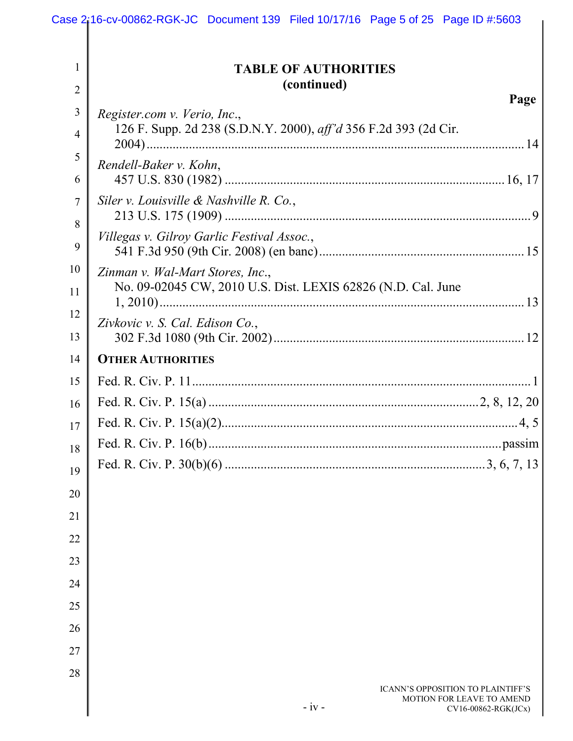## TABLE OF AUTHORITIES
## (continued)

| | Page |
|---|---|
| *Register.com v. Verio, Inc.*, 126 F. Supp. 2d 238 (S.D.N.Y. 2000), *aff'd* 356 F.2d 393 (2d Cir. 2004) | 14 |
| *Rendell-Baker v. Kohn*, 457 U.S. 830 (1982) | 16, 17 |
| *Siler v. Louisville & Nashville R. Co.*, 213 U.S. 175 (1909) | 9 |
| *Villegas v. Gilroy Garlic Festival Assoc.*, 541 F.3d 950 (9th Cir. 2008) (en banc) | 15 |
| *Zinman v. Wal-Mart Stores, Inc.*, No. 09-02045 CW, 2010 U.S. Dist. LEXIS 62826 (N.D. Cal. June 1, 2010) | 13 |
| *Zivkovic v. S. Cal. Edison Co.*, 302 F.3d 1080 (9th Cir. 2002) | 12 |

**OTHER AUTHORITIES**

| | |
|---|---|
| Fed. R. Civ. P. 11 | 1 |
| Fed. R. Civ. P. 15(a) | 2, 8, 12, 20 |
| Fed. R. Civ. P. 15(a)(2) | 4, 5 |
| Fed. R. Civ. P. 16(b) | passim |
| Fed. R. Civ. P. 30(b)(6) | 3, 6, 7, 13 |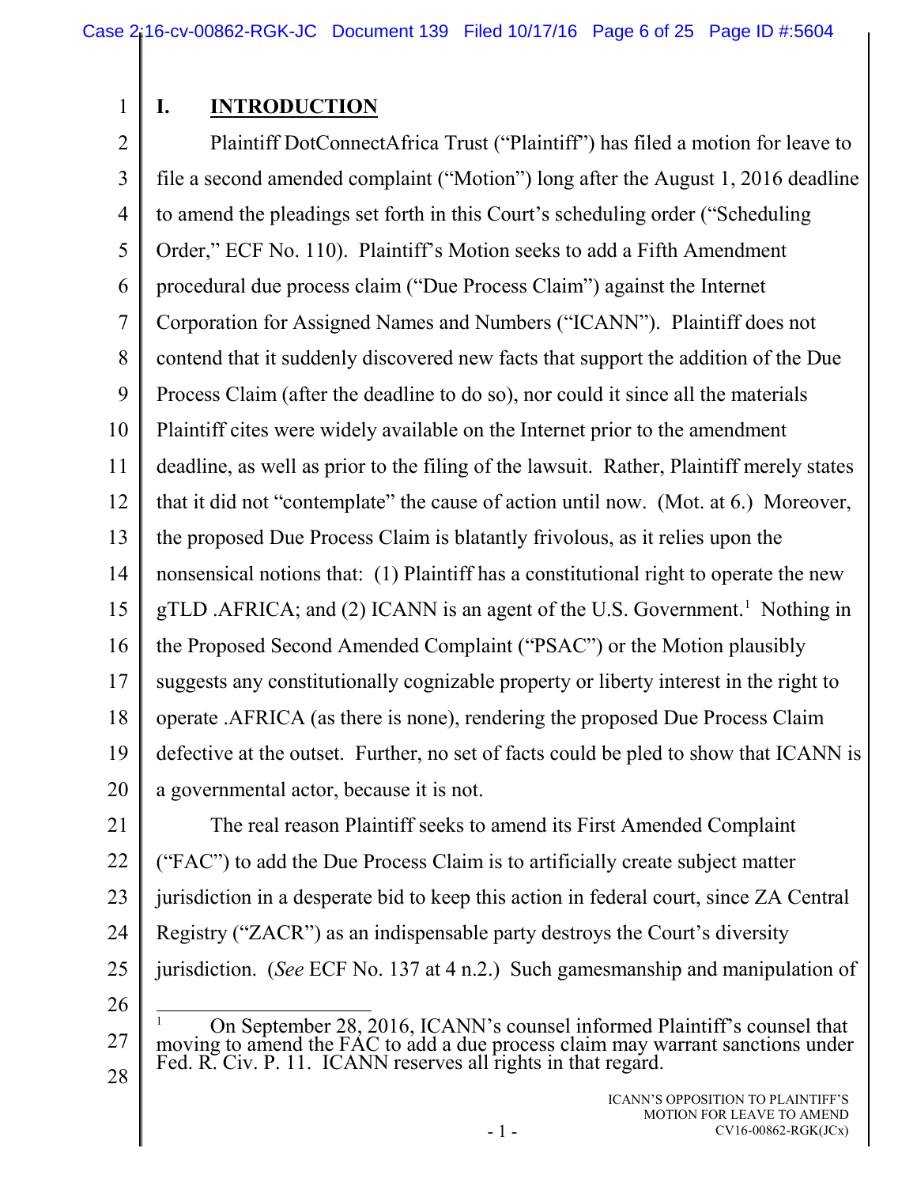## I. INTRODUCTION

Plaintiff DotConnectAfrica Trust ("Plaintiff") has filed a motion for leave to file a second amended complaint ("Motion") long after the August 1, 2016 deadline to amend the pleadings set forth in this Court's scheduling order ("Scheduling Order," ECF No. 110). Plaintiff's Motion seeks to add a Fifth Amendment procedural due process claim ("Due Process Claim") against the Internet Corporation for Assigned Names and Numbers ("ICANN"). Plaintiff does not contend that it suddenly discovered new facts that support the addition of the Due Process Claim (after the deadline to do so), nor could it since all the materials Plaintiff cites were widely available on the Internet prior to the amendment deadline, as well as prior to the filing of the lawsuit. Rather, Plaintiff merely states that it did not "contemplate" the cause of action until now. (Mot. at 6.) Moreover, the proposed Due Process Claim is blatantly frivolous, as it relies upon the nonsensical notions that: (1) Plaintiff has a constitutional right to operate the new gTLD .AFRICA; and (2) ICANN is an agent of the U.S. Government.[1] Nothing in the Proposed Second Amended Complaint ("PSAC") or the Motion plausibly suggests any constitutionally cognizable property or liberty interest in the right to operate .AFRICA (as there is none), rendering the proposed Due Process Claim defective at the outset. Further, no set of facts could be pled to show that ICANN is a governmental actor, because it is not.

The real reason Plaintiff seeks to amend its First Amended Complaint ("FAC") to add the Due Process Claim is to artificially create subject matter jurisdiction in a desperate bid to keep this action in federal court, since ZA Central Registry ("ZACR") as an indispensable party destroys the Court's diversity jurisdiction. (*See* ECF No. 137 at 4 n.2.) Such gamesmanship and manipulation of

---

[1] On September 28, 2016, ICANN's counsel informed Plaintiff's counsel that moving to amend the FAC to add a due process claim may warrant sanctions under Fed. R. Civ. P. 11. ICANN reserves all rights in that regard.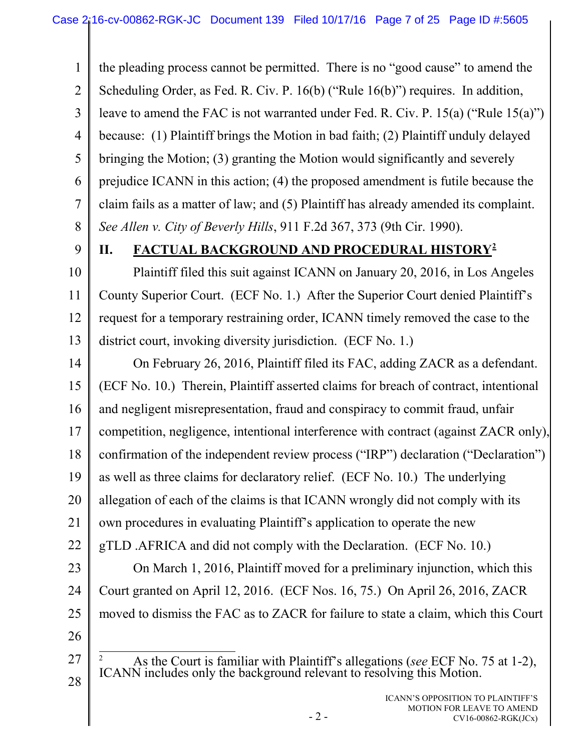the pleading process cannot be permitted. There is no "good cause" to amend the Scheduling Order, as Fed. R. Civ. P. 16(b) ("Rule 16(b)") requires. In addition, leave to amend the FAC is not warranted under Fed. R. Civ. P. 15(a) ("Rule 15(a)") because: (1) Plaintiff brings the Motion in bad faith; (2) Plaintiff unduly delayed bringing the Motion; (3) granting the Motion would significantly and severely prejudice ICANN in this action; (4) the proposed amendment is futile because the claim fails as a matter of law; and (5) Plaintiff has already amended its complaint. *See Allen v. City of Beverly Hills*, 911 F.2d 367, 373 (9th Cir. 1990).

## II. FACTUAL BACKGROUND AND PROCEDURAL HISTORY[2]

Plaintiff filed this suit against ICANN on January 20, 2016, in Los Angeles County Superior Court. (ECF No. 1.) After the Superior Court denied Plaintiff's request for a temporary restraining order, ICANN timely removed the case to the district court, invoking diversity jurisdiction. (ECF No. 1.)

On February 26, 2016, Plaintiff filed its FAC, adding ZACR as a defendant. (ECF No. 10.) Therein, Plaintiff asserted claims for breach of contract, intentional and negligent misrepresentation, fraud and conspiracy to commit fraud, unfair competition, negligence, intentional interference with contract (against ZACR only), confirmation of the independent review process ("IRP") declaration ("Declaration") as well as three claims for declaratory relief. (ECF No. 10.) The underlying allegation of each of the claims is that ICANN wrongly did not comply with its own procedures in evaluating Plaintiff's application to operate the new gTLD .AFRICA and did not comply with the Declaration. (ECF No. 10.)

On March 1, 2016, Plaintiff moved for a preliminary injunction, which this Court granted on April 12, 2016. (ECF Nos. 16, 75.) On April 26, 2016, ZACR moved to dismiss the FAC as to ZACR for failure to state a claim, which this Court

---

[2] As the Court is familiar with Plaintiff's allegations (*see* ECF No. 75 at 1-2), ICANN includes only the background relevant to resolving this Motion.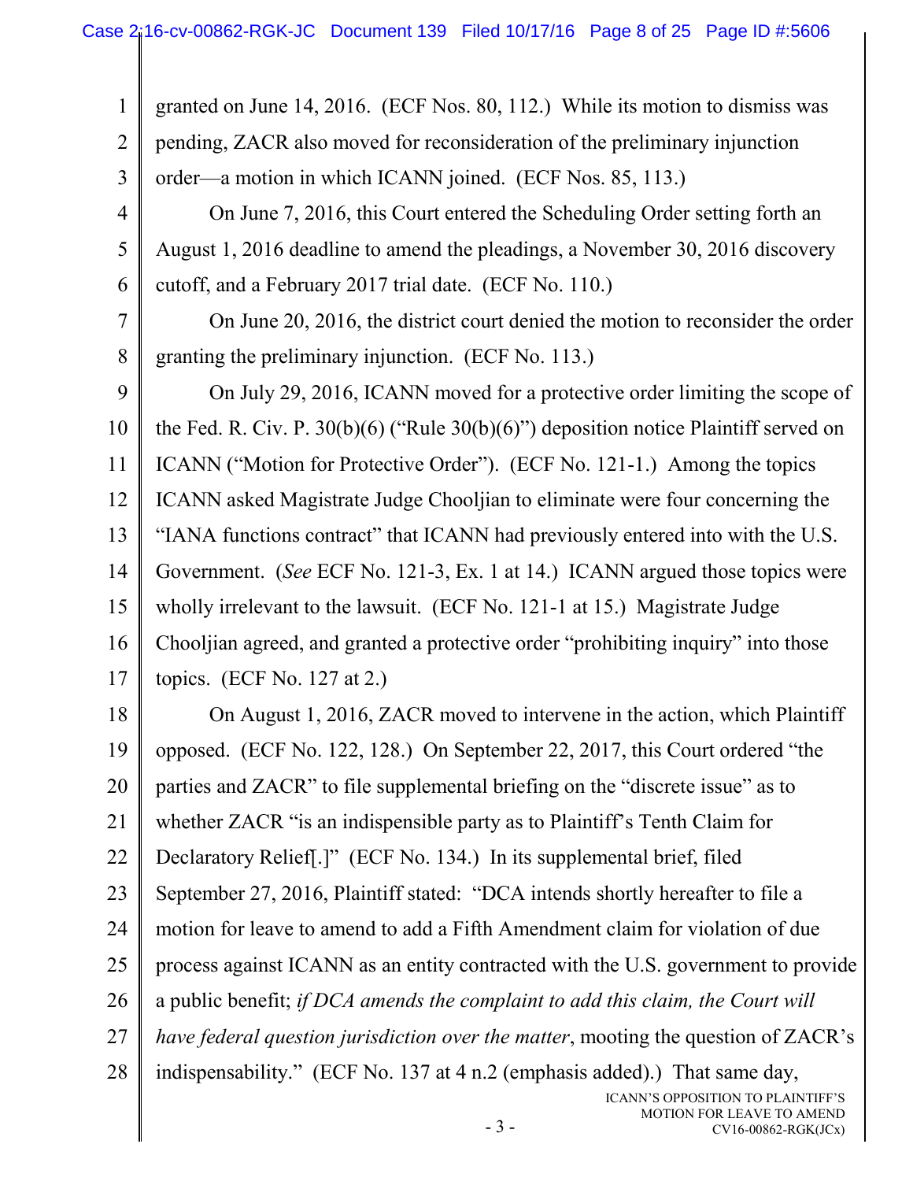granted on June 14, 2016. (ECF Nos. 80, 112.) While its motion to dismiss was pending, ZACR also moved for reconsideration of the preliminary injunction order—a motion in which ICANN joined. (ECF Nos. 85, 113.)

On June 7, 2016, this Court entered the Scheduling Order setting forth an August 1, 2016 deadline to amend the pleadings, a November 30, 2016 discovery cutoff, and a February 2017 trial date. (ECF No. 110.)

On June 20, 2016, the district court denied the motion to reconsider the order granting the preliminary injunction. (ECF No. 113.)

On July 29, 2016, ICANN moved for a protective order limiting the scope of the Fed. R. Civ. P. 30(b)(6) ("Rule 30(b)(6)") deposition notice Plaintiff served on ICANN ("Motion for Protective Order"). (ECF No. 121-1.) Among the topics ICANN asked Magistrate Judge Chooljian to eliminate were four concerning the "IANA functions contract" that ICANN had previously entered into with the U.S. Government. (*See* ECF No. 121-3, Ex. 1 at 14.) ICANN argued those topics were wholly irrelevant to the lawsuit. (ECF No. 121-1 at 15.) Magistrate Judge Chooljian agreed, and granted a protective order "prohibiting inquiry" into those topics. (ECF No. 127 at 2.)

On August 1, 2016, ZACR moved to intervene in the action, which Plaintiff opposed. (ECF No. 122, 128.) On September 22, 2017, this Court ordered "the parties and ZACR" to file supplemental briefing on the "discrete issue" as to whether ZACR "is an indispensible party as to Plaintiff's Tenth Claim for Declaratory Relief[.]" (ECF No. 134.) In its supplemental brief, filed September 27, 2016, Plaintiff stated: "DCA intends shortly hereafter to file a motion for leave to amend to add a Fifth Amendment claim for violation of due process against ICANN as an entity contracted with the U.S. government to provide a public benefit; *if DCA amends the complaint to add this claim, the Court will have federal question jurisdiction over the matter*, mooting the question of ZACR's indispensability." (ECF No. 137 at 4 n.2 (emphasis added).) That same day,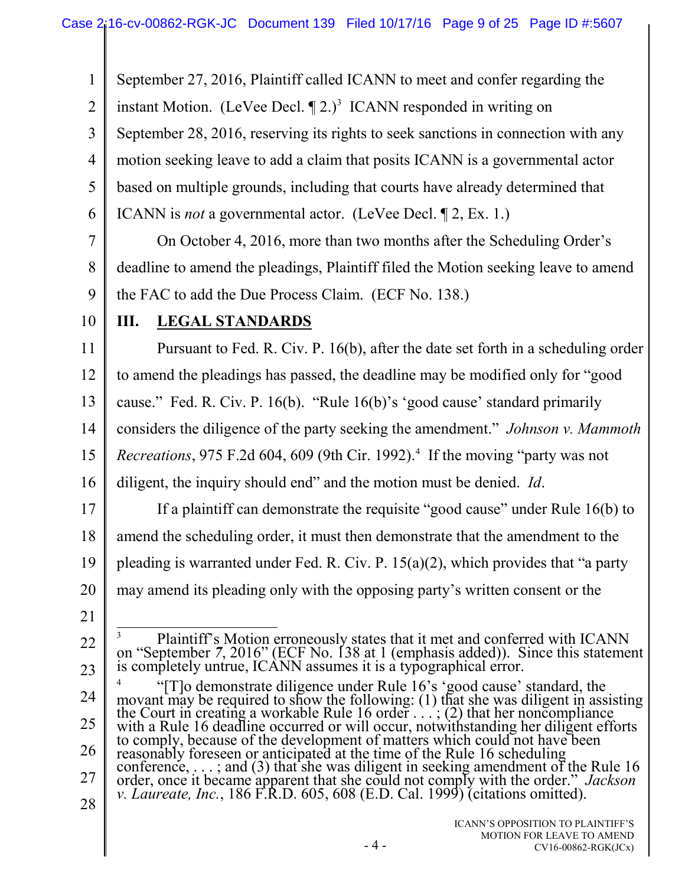September 27, 2016, Plaintiff called ICANN to meet and confer regarding the instant Motion. (LeVee Decl. ¶ 2.)[3] ICANN responded in writing on September 28, 2016, reserving its rights to seek sanctions in connection with any motion seeking leave to add a claim that posits ICANN is a governmental actor based on multiple grounds, including that courts have already determined that ICANN is *not* a governmental actor. (LeVee Decl. ¶ 2, Ex. 1.)

On October 4, 2016, more than two months after the Scheduling Order's deadline to amend the pleadings, Plaintiff filed the Motion seeking leave to amend the FAC to add the Due Process Claim. (ECF No. 138.)

## III. LEGAL STANDARDS

Pursuant to Fed. R. Civ. P. 16(b), after the date set forth in a scheduling order to amend the pleadings has passed, the deadline may be modified only for "good cause." Fed. R. Civ. P. 16(b). "Rule 16(b)'s 'good cause' standard primarily considers the diligence of the party seeking the amendment." *Johnson v. Mammoth Recreations*, 975 F.2d 604, 609 (9th Cir. 1992).[4] If the moving "party was not diligent, the inquiry should end" and the motion must be denied. *Id*.

If a plaintiff can demonstrate the requisite "good cause" under Rule 16(b) to amend the scheduling order, it must then demonstrate that the amendment to the pleading is warranted under Fed. R. Civ. P. 15(a)(2), which provides that "a party may amend its pleading only with the opposing party's written consent or the

---

[3] Plaintiff's Motion erroneously states that it met and conferred with ICANN on "September *7*, 2016" (ECF No. 138 at 1 (emphasis added)). Since this statement is completely untrue, ICANN assumes it is a typographical error.

[4] "[T]o demonstrate diligence under Rule 16's 'good cause' standard, the movant may be required to show the following: (1) that she was diligent in assisting the Court in creating a workable Rule 16 order . . . ; (2) that her noncompliance with a Rule 16 deadline occurred or will occur, notwithstanding her diligent efforts to comply, because of the development of matters which could not have been reasonably foreseen or anticipated at the time of the Rule 16 scheduling conference, . . . ; and (3) that she was diligent in seeking amendment of the Rule 16 order, once it became apparent that she could not comply with the order." *Jackson v. Laureate, Inc.*, 186 F.R.D. 605, 608 (E.D. Cal. 1999) (citations omitted).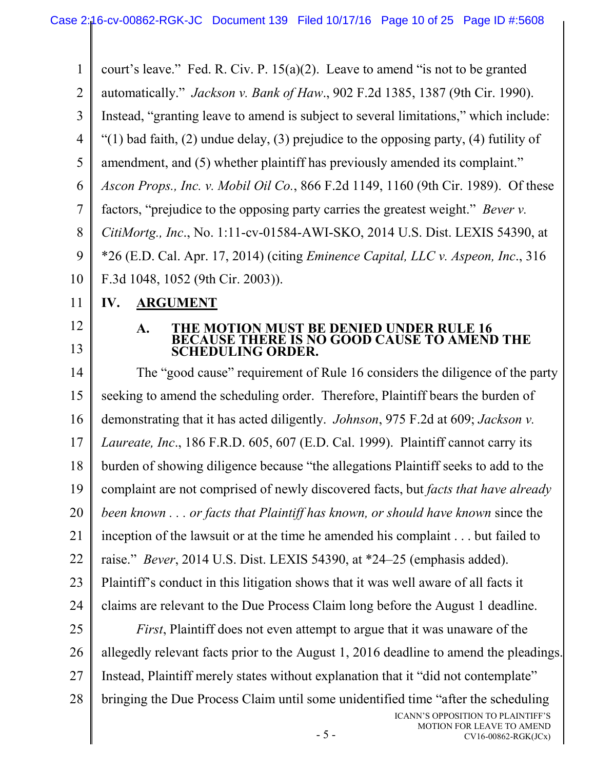court's leave." Fed. R. Civ. P. 15(a)(2). Leave to amend "is not to be granted automatically." *Jackson v. Bank of Haw*., 902 F.2d 1385, 1387 (9th Cir. 1990). Instead, "granting leave to amend is subject to several limitations," which include: "(1) bad faith, (2) undue delay, (3) prejudice to the opposing party, (4) futility of amendment, and (5) whether plaintiff has previously amended its complaint." *Ascon Props., Inc. v. Mobil Oil Co.*, 866 F.2d 1149, 1160 (9th Cir. 1989). Of these factors, "prejudice to the opposing party carries the greatest weight." *Bever v. CitiMortg., Inc*., No. 1:11-cv-01584-AWI-SKO, 2014 U.S. Dist. LEXIS 54390, at *26 (E.D. Cal. Apr. 17, 2014) (citing *Eminence Capital, LLC v. Aspeon, Inc*., 316 F.3d 1048, 1052 (9th Cir. 2003)).

## IV. ARGUMENT

### A. THE MOTION MUST BE DENIED UNDER RULE 16 BECAUSE THERE IS NO GOOD CAUSE TO AMEND THE SCHEDULING ORDER.

The "good cause" requirement of Rule 16 considers the diligence of the party seeking to amend the scheduling order. Therefore, Plaintiff bears the burden of demonstrating that it has acted diligently. *Johnson*, 975 F.2d at 609; *Jackson v. Laureate, Inc*., 186 F.R.D. 605, 607 (E.D. Cal. 1999). Plaintiff cannot carry its burden of showing diligence because "the allegations Plaintiff seeks to add to the complaint are not comprised of newly discovered facts, but *facts that have already been known . . . or facts that Plaintiff has known, or should have known* since the inception of the lawsuit or at the time he amended his complaint . . . but failed to raise." *Bever*, 2014 U.S. Dist. LEXIS 54390, at *24–25 (emphasis added). Plaintiff's conduct in this litigation shows that it was well aware of all facts it claims are relevant to the Due Process Claim long before the August 1 deadline.

*First*, Plaintiff does not even attempt to argue that it was unaware of the allegedly relevant facts prior to the August 1, 2016 deadline to amend the pleadings. Instead, Plaintiff merely states without explanation that it "did not contemplate" bringing the Due Process Claim until some unidentified time "after the scheduling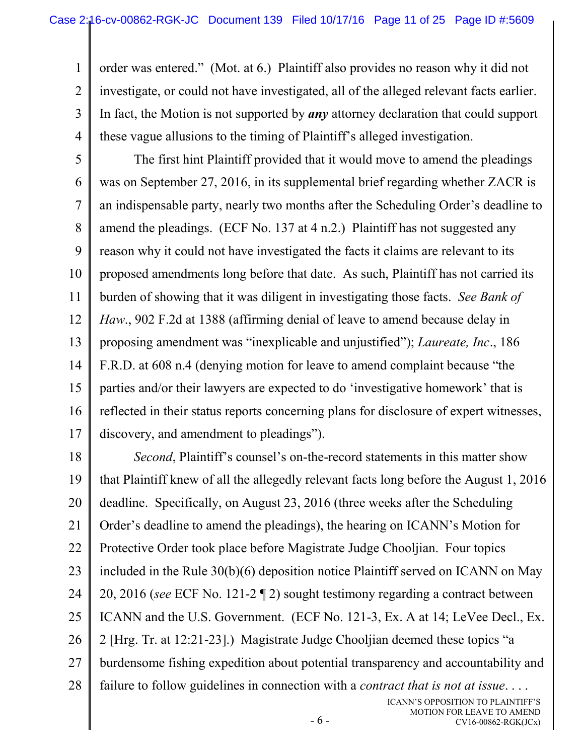order was entered." (Mot. at 6.) Plaintiff also provides no reason why it did not investigate, or could not have investigated, all of the alleged relevant facts earlier. In fact, the Motion is not supported by ***any*** attorney declaration that could support these vague allusions to the timing of Plaintiff's alleged investigation.

The first hint Plaintiff provided that it would move to amend the pleadings was on September 27, 2016, in its supplemental brief regarding whether ZACR is an indispensable party, nearly two months after the Scheduling Order's deadline to amend the pleadings. (ECF No. 137 at 4 n.2.) Plaintiff has not suggested any reason why it could not have investigated the facts it claims are relevant to its proposed amendments long before that date. As such, Plaintiff has not carried its burden of showing that it was diligent in investigating those facts. *See Bank of Haw.*, 902 F.2d at 1388 (affirming denial of leave to amend because delay in proposing amendment was "inexplicable and unjustified"); *Laureate, Inc.*, 186 F.R.D. at 608 n.4 (denying motion for leave to amend complaint because "the parties and/or their lawyers are expected to do 'investigative homework' that is reflected in their status reports concerning plans for disclosure of expert witnesses, discovery, and amendment to pleadings").

*Second*, Plaintiff's counsel's on-the-record statements in this matter show that Plaintiff knew of all the allegedly relevant facts long before the August 1, 2016 deadline. Specifically, on August 23, 2016 (three weeks after the Scheduling Order's deadline to amend the pleadings), the hearing on ICANN's Motion for Protective Order took place before Magistrate Judge Chooljian. Four topics included in the Rule 30(b)(6) deposition notice Plaintiff served on ICANN on May 20, 2016 (*see* ECF No. 121-2 ¶ 2) sought testimony regarding a contract between ICANN and the U.S. Government. (ECF No. 121-3, Ex. A at 14; LeVee Decl., Ex. 2 [Hrg. Tr. at 12:21-23].) Magistrate Judge Chooljian deemed these topics "a burdensome fishing expedition about potential transparency and accountability and failure to follow guidelines in connection with a *contract that is not at issue*. . . .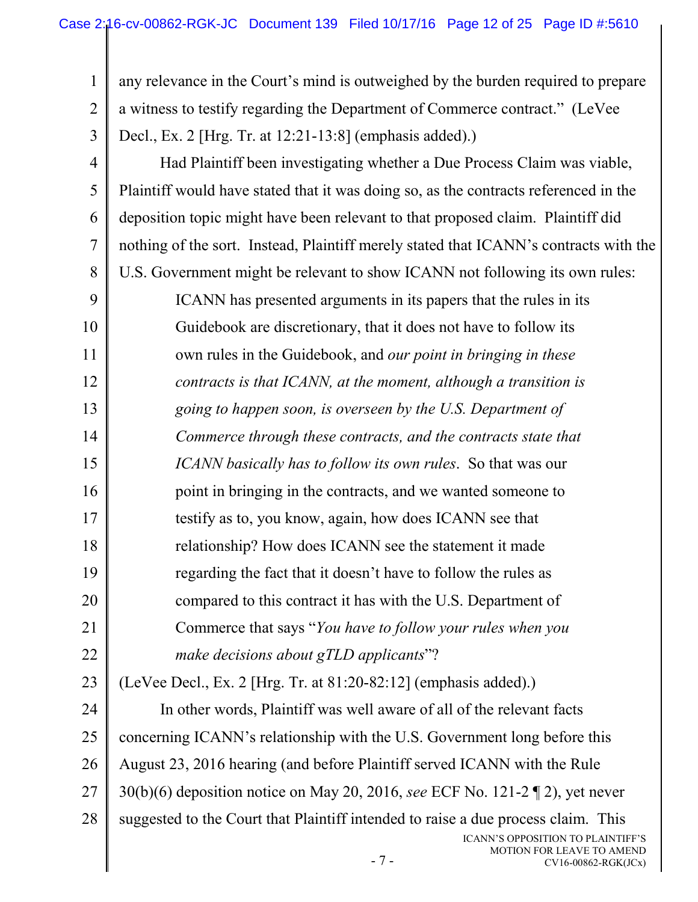any relevance in the Court's mind is outweighed by the burden required to prepare a witness to testify regarding the Department of Commerce contract." (LeVee Decl., Ex. 2 [Hrg. Tr. at 12:21-13:8] (emphasis added).)

Had Plaintiff been investigating whether a Due Process Claim was viable, Plaintiff would have stated that it was doing so, as the contracts referenced in the deposition topic might have been relevant to that proposed claim. Plaintiff did nothing of the sort. Instead, Plaintiff merely stated that ICANN's contracts with the U.S. Government might be relevant to show ICANN not following its own rules:

> ICANN has presented arguments in its papers that the rules in its Guidebook are discretionary, that it does not have to follow its own rules in the Guidebook, and *our point in bringing in these contracts is that ICANN, at the moment, although a transition is going to happen soon, is overseen by the U.S. Department of Commerce through these contracts, and the contracts state that ICANN basically has to follow its own rules*. So that was our point in bringing in the contracts, and we wanted someone to testify as to, you know, again, how does ICANN see that relationship? How does ICANN see the statement it made regarding the fact that it doesn't have to follow the rules as compared to this contract it has with the U.S. Department of Commerce that says "*You have to follow your rules when you make decisions about gTLD applicants*"?

(LeVee Decl., Ex. 2 [Hrg. Tr. at 81:20-82:12] (emphasis added).)

In other words, Plaintiff was well aware of all of the relevant facts concerning ICANN's relationship with the U.S. Government long before this August 23, 2016 hearing (and before Plaintiff served ICANN with the Rule 30(b)(6) deposition notice on May 20, 2016, *see* ECF No. 121-2 ¶ 2), yet never suggested to the Court that Plaintiff intended to raise a due process claim. This

ICANN'S OPPOSITION TO PLAINTIFF'S MOTION FOR LEAVE TO AMEND CV16-00862-RGK(JCx)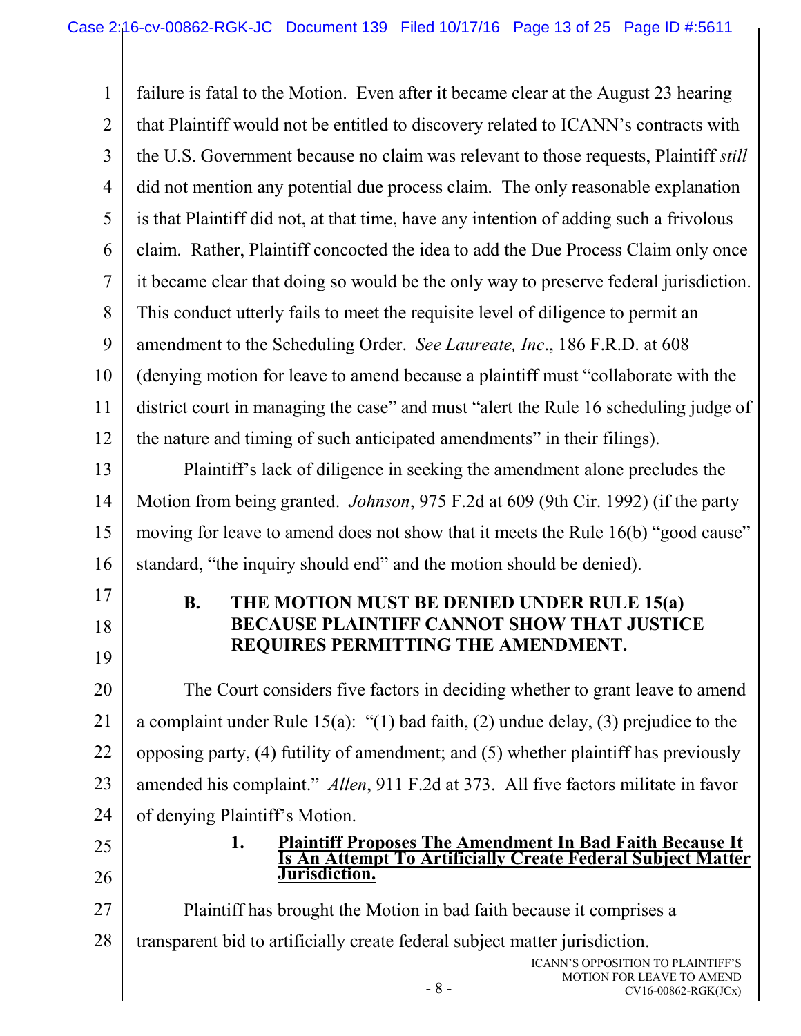failure is fatal to the Motion. Even after it became clear at the August 23 hearing that Plaintiff would not be entitled to discovery related to ICANN's contracts with the U.S. Government because no claim was relevant to those requests, Plaintiff *still* did not mention any potential due process claim. The only reasonable explanation is that Plaintiff did not, at that time, have any intention of adding such a frivolous claim. Rather, Plaintiff concocted the idea to add the Due Process Claim only once it became clear that doing so would be the only way to preserve federal jurisdiction. This conduct utterly fails to meet the requisite level of diligence to permit an amendment to the Scheduling Order. *See Laureate, Inc*., 186 F.R.D. at 608 (denying motion for leave to amend because a plaintiff must "collaborate with the district court in managing the case" and must "alert the Rule 16 scheduling judge of the nature and timing of such anticipated amendments" in their filings).

Plaintiff's lack of diligence in seeking the amendment alone precludes the Motion from being granted. *Johnson*, 975 F.2d at 609 (9th Cir. 1992) (if the party moving for leave to amend does not show that it meets the Rule 16(b) "good cause" standard, "the inquiry should end" and the motion should be denied).

## B. THE MOTION MUST BE DENIED UNDER RULE 15(a) BECAUSE PLAINTIFF CANNOT SHOW THAT JUSTICE REQUIRES PERMITTING THE AMENDMENT.

The Court considers five factors in deciding whether to grant leave to amend a complaint under Rule 15(a): "(1) bad faith, (2) undue delay, (3) prejudice to the opposing party, (4) futility of amendment; and (5) whether plaintiff has previously amended his complaint." *Allen*, 911 F.2d at 373. All five factors militate in favor of denying Plaintiff's Motion.

### 1. Plaintiff Proposes The Amendment In Bad Faith Because It Is An Attempt To Artificially Create Federal Subject Matter Jurisdiction.

Plaintiff has brought the Motion in bad faith because it comprises a transparent bid to artificially create federal subject matter jurisdiction.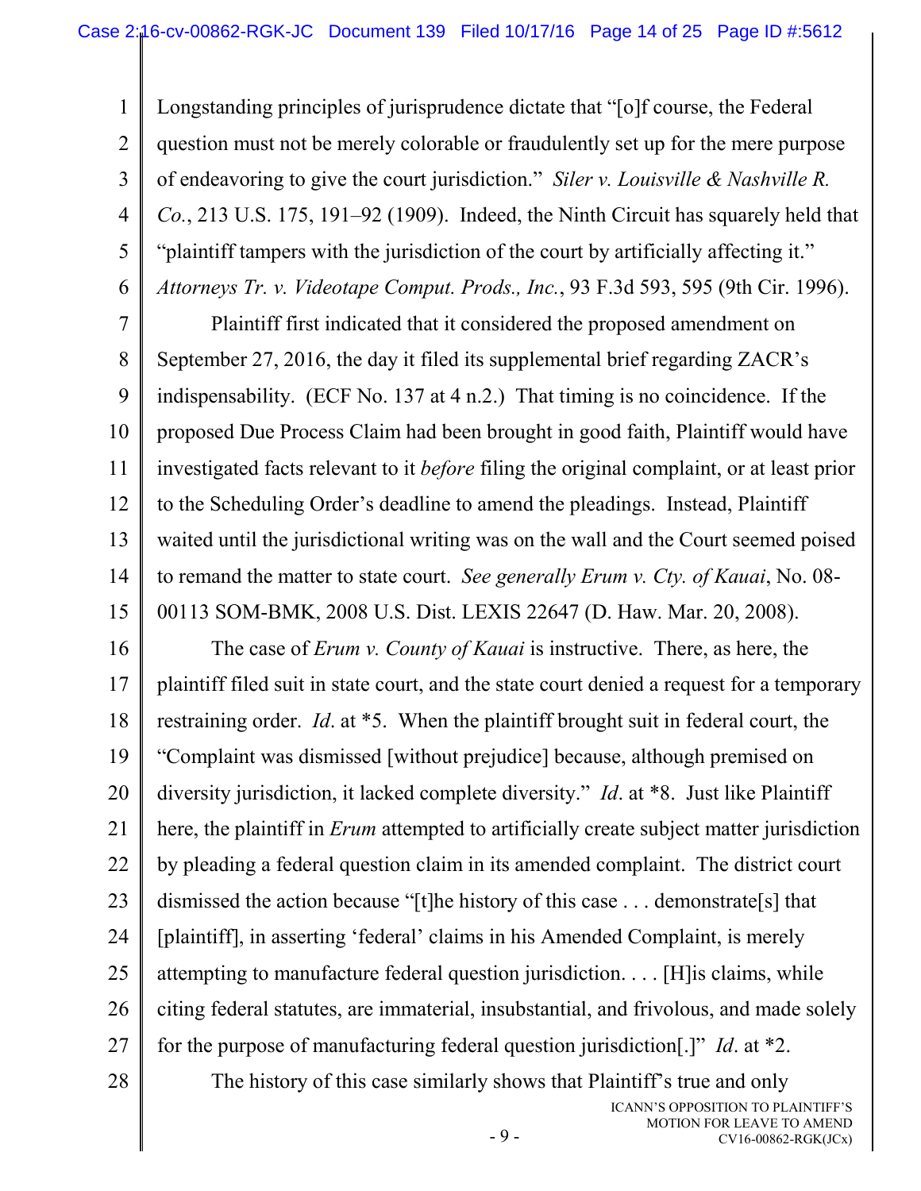Longstanding principles of jurisprudence dictate that "[o]f course, the Federal question must not be merely colorable or fraudulently set up for the mere purpose of endeavoring to give the court jurisdiction." *Siler v. Louisville & Nashville R. Co.*, 213 U.S. 175, 191–92 (1909). Indeed, the Ninth Circuit has squarely held that "plaintiff tampers with the jurisdiction of the court by artificially affecting it." *Attorneys Tr. v. Videotape Comput. Prods., Inc.*, 93 F.3d 593, 595 (9th Cir. 1996).

Plaintiff first indicated that it considered the proposed amendment on September 27, 2016, the day it filed its supplemental brief regarding ZACR's indispensability. (ECF No. 137 at 4 n.2.) That timing is no coincidence. If the proposed Due Process Claim had been brought in good faith, Plaintiff would have investigated facts relevant to it *before* filing the original complaint, or at least prior to the Scheduling Order's deadline to amend the pleadings. Instead, Plaintiff waited until the jurisdictional writing was on the wall and the Court seemed poised to remand the matter to state court. *See generally Erum v. Cty. of Kauai*, No. 08-00113 SOM-BMK, 2008 U.S. Dist. LEXIS 22647 (D. Haw. Mar. 20, 2008).

The case of *Erum v. County of Kauai* is instructive. There, as here, the plaintiff filed suit in state court, and the state court denied a request for a temporary restraining order. *Id*. at *5. When the plaintiff brought suit in federal court, the "Complaint was dismissed [without prejudice] because, although premised on diversity jurisdiction, it lacked complete diversity." *Id*. at *8. Just like Plaintiff here, the plaintiff in *Erum* attempted to artificially create subject matter jurisdiction by pleading a federal question claim in its amended complaint. The district court dismissed the action because "[t]he history of this case . . . demonstrate[s] that [plaintiff], in asserting 'federal' claims in his Amended Complaint, is merely attempting to manufacture federal question jurisdiction. . . . [H]is claims, while citing federal statutes, are immaterial, insubstantial, and frivolous, and made solely for the purpose of manufacturing federal question jurisdiction[.]" *Id*. at *2.

The history of this case similarly shows that Plaintiff's true and only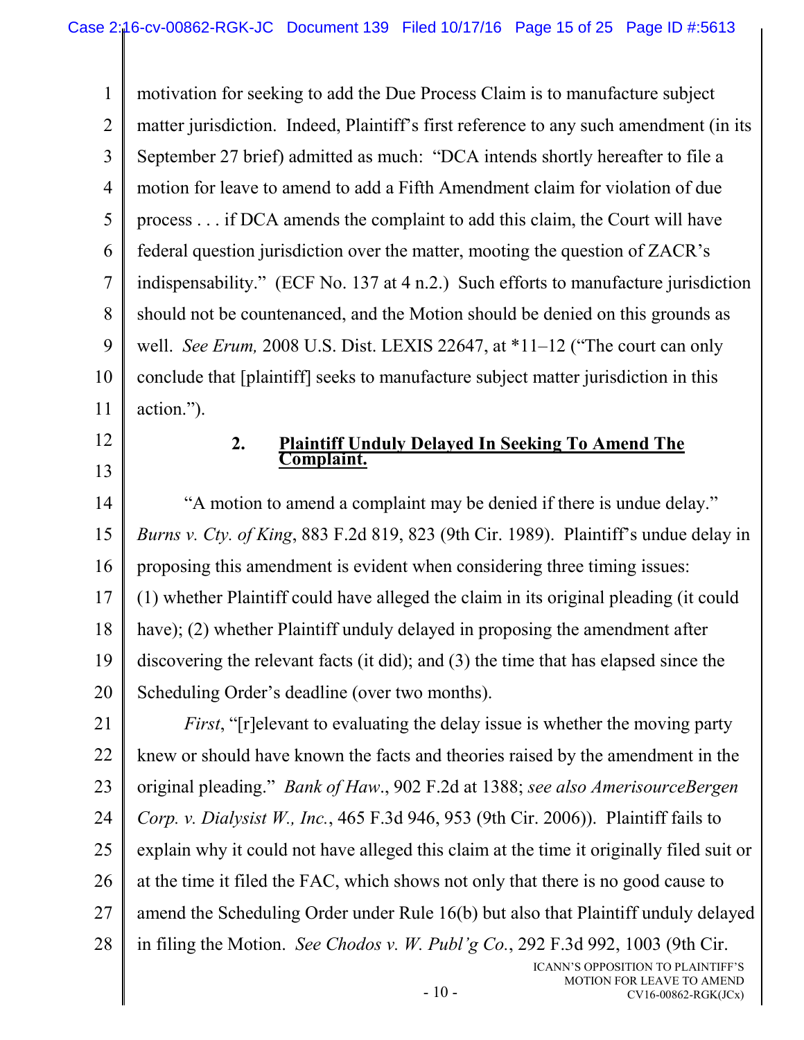motivation for seeking to add the Due Process Claim is to manufacture subject matter jurisdiction. Indeed, Plaintiff's first reference to any such amendment (in its September 27 brief) admitted as much: "DCA intends shortly hereafter to file a motion for leave to amend to add a Fifth Amendment claim for violation of due process . . . if DCA amends the complaint to add this claim, the Court will have federal question jurisdiction over the matter, mooting the question of ZACR's indispensability." (ECF No. 137 at 4 n.2.) Such efforts to manufacture jurisdiction should not be countenanced, and the Motion should be denied on this grounds as well. *See Erum,* 2008 U.S. Dist. LEXIS 22647, at *11–12 ("The court can only conclude that [plaintiff] seeks to manufacture subject matter jurisdiction in this action.").

### 2. <u>Plaintiff Unduly Delayed In Seeking To Amend The Complaint.</u>

"A motion to amend a complaint may be denied if there is undue delay." *Burns v. Cty. of King*, 883 F.2d 819, 823 (9th Cir. 1989). Plaintiff's undue delay in proposing this amendment is evident when considering three timing issues: (1) whether Plaintiff could have alleged the claim in its original pleading (it could have); (2) whether Plaintiff unduly delayed in proposing the amendment after discovering the relevant facts (it did); and (3) the time that has elapsed since the Scheduling Order's deadline (over two months).

*First*, "[r]elevant to evaluating the delay issue is whether the moving party knew or should have known the facts and theories raised by the amendment in the original pleading." *Bank of Haw.*, 902 F.2d at 1388; *see also AmerisourceBergen Corp. v. Dialysist W., Inc.*, 465 F.3d 946, 953 (9th Cir. 2006)). Plaintiff fails to explain why it could not have alleged this claim at the time it originally filed suit or at the time it filed the FAC, which shows not only that there is no good cause to amend the Scheduling Order under Rule 16(b) but also that Plaintiff unduly delayed in filing the Motion. *See Chodos v. W. Publ'g Co.*, 292 F.3d 992, 1003 (9th Cir.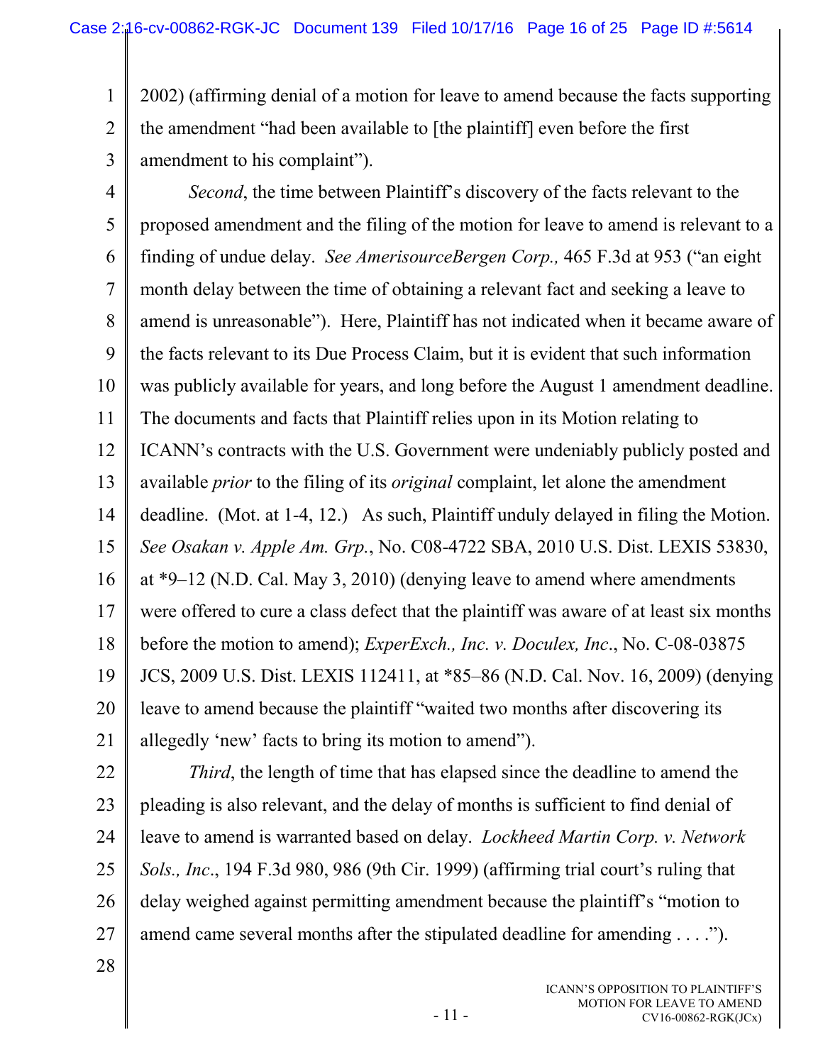2002) (affirming denial of a motion for leave to amend because the facts supporting the amendment "had been available to [the plaintiff] even before the first amendment to his complaint").

*Second*, the time between Plaintiff's discovery of the facts relevant to the proposed amendment and the filing of the motion for leave to amend is relevant to a finding of undue delay. *See AmerisourceBergen Corp.,* 465 F.3d at 953 ("an eight month delay between the time of obtaining a relevant fact and seeking a leave to amend is unreasonable"). Here, Plaintiff has not indicated when it became aware of the facts relevant to its Due Process Claim, but it is evident that such information was publicly available for years, and long before the August 1 amendment deadline. The documents and facts that Plaintiff relies upon in its Motion relating to ICANN's contracts with the U.S. Government were undeniably publicly posted and available *prior* to the filing of its *original* complaint, let alone the amendment deadline. (Mot. at 1-4, 12.) As such, Plaintiff unduly delayed in filing the Motion. *See Osakan v. Apple Am. Grp.*, No. C08-4722 SBA, 2010 U.S. Dist. LEXIS 53830, at *9–12 (N.D. Cal. May 3, 2010) (denying leave to amend where amendments were offered to cure a class defect that the plaintiff was aware of at least six months before the motion to amend); *ExperExch., Inc. v. Doculex, Inc*., No. C-08-03875 JCS, 2009 U.S. Dist. LEXIS 112411, at *85–86 (N.D. Cal. Nov. 16, 2009) (denying leave to amend because the plaintiff "waited two months after discovering its allegedly 'new' facts to bring its motion to amend").

*Third*, the length of time that has elapsed since the deadline to amend the pleading is also relevant, and the delay of months is sufficient to find denial of leave to amend is warranted based on delay. *Lockheed Martin Corp. v. Network Sols., Inc*., 194 F.3d 980, 986 (9th Cir. 1999) (affirming trial court's ruling that delay weighed against permitting amendment because the plaintiff's "motion to amend came several months after the stipulated deadline for amending . . . .").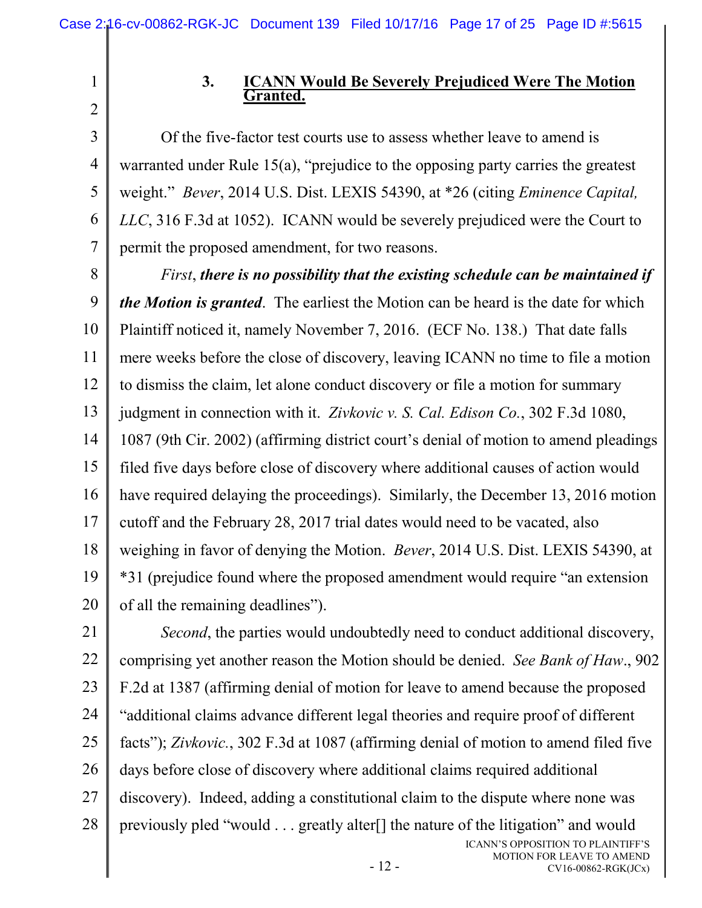### 3. **ICANN Would Be Severely Prejudiced Were The Motion Granted.**

Of the five-factor test courts use to assess whether leave to amend is warranted under Rule 15(a), "prejudice to the opposing party carries the greatest weight." *Bever*, 2014 U.S. Dist. LEXIS 54390, at *26 (citing *Eminence Capital, LLC*, 316 F.3d at 1052). ICANN would be severely prejudiced were the Court to permit the proposed amendment, for two reasons.

*First*, ***there is no possibility that the existing schedule can be maintained if the Motion is granted***. The earliest the Motion can be heard is the date for which Plaintiff noticed it, namely November 7, 2016. (ECF No. 138.) That date falls mere weeks before the close of discovery, leaving ICANN no time to file a motion to dismiss the claim, let alone conduct discovery or file a motion for summary judgment in connection with it. *Zivkovic v. S. Cal. Edison Co.*, 302 F.3d 1080, 1087 (9th Cir. 2002) (affirming district court's denial of motion to amend pleadings filed five days before close of discovery where additional causes of action would have required delaying the proceedings). Similarly, the December 13, 2016 motion cutoff and the February 28, 2017 trial dates would need to be vacated, also weighing in favor of denying the Motion. *Bever*, 2014 U.S. Dist. LEXIS 54390, at *31 (prejudice found where the proposed amendment would require "an extension of all the remaining deadlines").

*Second*, the parties would undoubtedly need to conduct additional discovery, comprising yet another reason the Motion should be denied. *See Bank of Haw*., 902 F.2d at 1387 (affirming denial of motion for leave to amend because the proposed "additional claims advance different legal theories and require proof of different facts"); *Zivkovic.*, 302 F.3d at 1087 (affirming denial of motion to amend filed five days before close of discovery where additional claims required additional discovery). Indeed, adding a constitutional claim to the dispute where none was previously pled "would . . . greatly alter[] the nature of the litigation" and would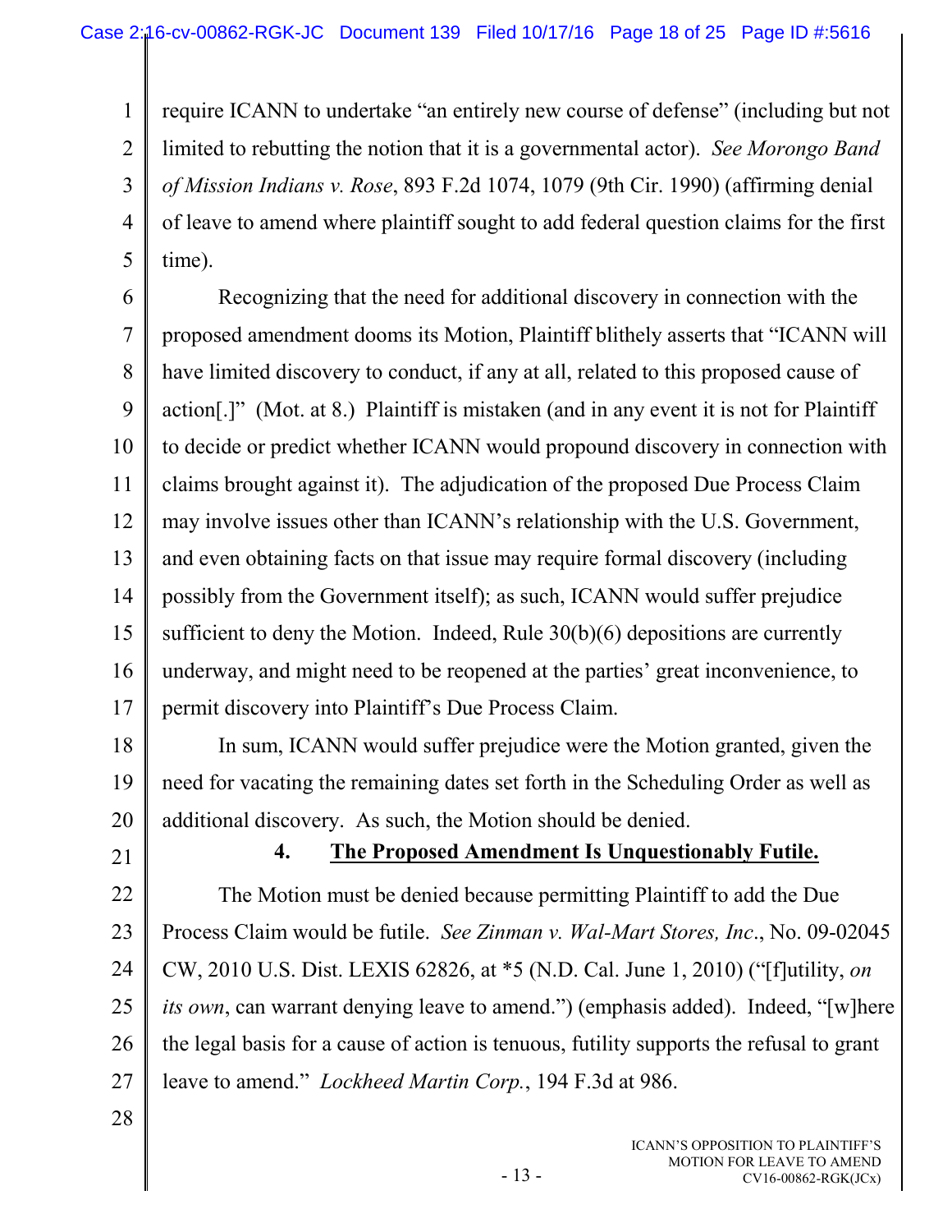require ICANN to undertake "an entirely new course of defense" (including but not limited to rebutting the notion that it is a governmental actor). *See Morongo Band of Mission Indians v. Rose*, 893 F.2d 1074, 1079 (9th Cir. 1990) (affirming denial of leave to amend where plaintiff sought to add federal question claims for the first time).

Recognizing that the need for additional discovery in connection with the proposed amendment dooms its Motion, Plaintiff blithely asserts that "ICANN will have limited discovery to conduct, if any at all, related to this proposed cause of action[.]" (Mot. at 8.) Plaintiff is mistaken (and in any event it is not for Plaintiff to decide or predict whether ICANN would propound discovery in connection with claims brought against it). The adjudication of the proposed Due Process Claim may involve issues other than ICANN's relationship with the U.S. Government, and even obtaining facts on that issue may require formal discovery (including possibly from the Government itself); as such, ICANN would suffer prejudice sufficient to deny the Motion. Indeed, Rule 30(b)(6) depositions are currently underway, and might need to be reopened at the parties' great inconvenience, to permit discovery into Plaintiff's Due Process Claim.

In sum, ICANN would suffer prejudice were the Motion granted, given the need for vacating the remaining dates set forth in the Scheduling Order as well as additional discovery. As such, the Motion should be denied.

### 4. The Proposed Amendment Is Unquestionably Futile.

The Motion must be denied because permitting Plaintiff to add the Due Process Claim would be futile. *See Zinman v. Wal-Mart Stores, Inc.*, No. 09-02045 CW, 2010 U.S. Dist. LEXIS 62826, at *5 (N.D. Cal. June 1, 2010) ("[f]utility, *on its own*, can warrant denying leave to amend.") (emphasis added). Indeed, "[w]here the legal basis for a cause of action is tenuous, futility supports the refusal to grant leave to amend." *Lockheed Martin Corp.*, 194 F.3d at 986.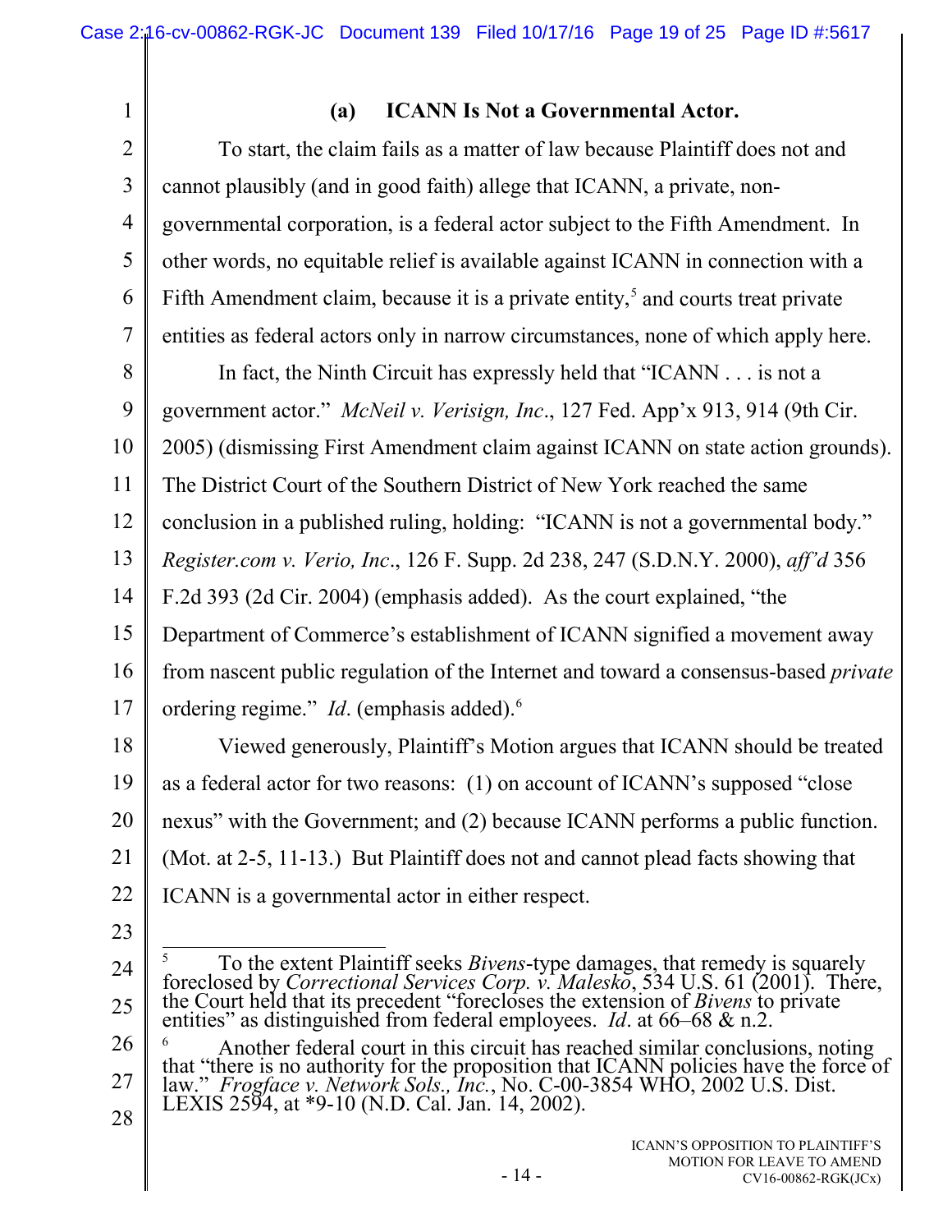### (a) ICANN Is Not a Governmental Actor.

To start, the claim fails as a matter of law because Plaintiff does not and cannot plausibly (and in good faith) allege that ICANN, a private, non-governmental corporation, is a federal actor subject to the Fifth Amendment. In other words, no equitable relief is available against ICANN in connection with a Fifth Amendment claim, because it is a private entity,[5] and courts treat private entities as federal actors only in narrow circumstances, none of which apply here.

In fact, the Ninth Circuit has expressly held that "ICANN . . . is not a government actor." *McNeil v. Verisign, Inc*., 127 Fed. App'x 913, 914 (9th Cir. 2005) (dismissing First Amendment claim against ICANN on state action grounds). The District Court of the Southern District of New York reached the same conclusion in a published ruling, holding: "ICANN is not a governmental body." *Register.com v. Verio, Inc*., 126 F. Supp. 2d 238, 247 (S.D.N.Y. 2000), *aff'd* 356 F.2d 393 (2d Cir. 2004) (emphasis added). As the court explained, "the Department of Commerce's establishment of ICANN signified a movement away from nascent public regulation of the Internet and toward a consensus-based *private* ordering regime." *Id*. (emphasis added).[6]

Viewed generously, Plaintiff's Motion argues that ICANN should be treated as a federal actor for two reasons: (1) on account of ICANN's supposed "close nexus" with the Government; and (2) because ICANN performs a public function. (Mot. at 2-5, 11-13.) But Plaintiff does not and cannot plead facts showing that ICANN is a governmental actor in either respect.

---

[5] To the extent Plaintiff seeks *Bivens*-type damages, that remedy is squarely foreclosed by *Correctional Services Corp. v. Malesko*, 534 U.S. 61 (2001). There, the Court held that its precedent "forecloses the extension of *Bivens* to private entities" as distinguished from federal employees. *Id*. at 66–68 & n.2.

[6] Another federal court in this circuit has reached similar conclusions, noting that "there is no authority for the proposition that ICANN policies have the force of law." *Frogface v. Network Sols., Inc.*, No. C-00-3854 WHO, 2002 U.S. Dist. LEXIS 2594, at *9-10 (N.D. Cal. Jan. 14, 2002).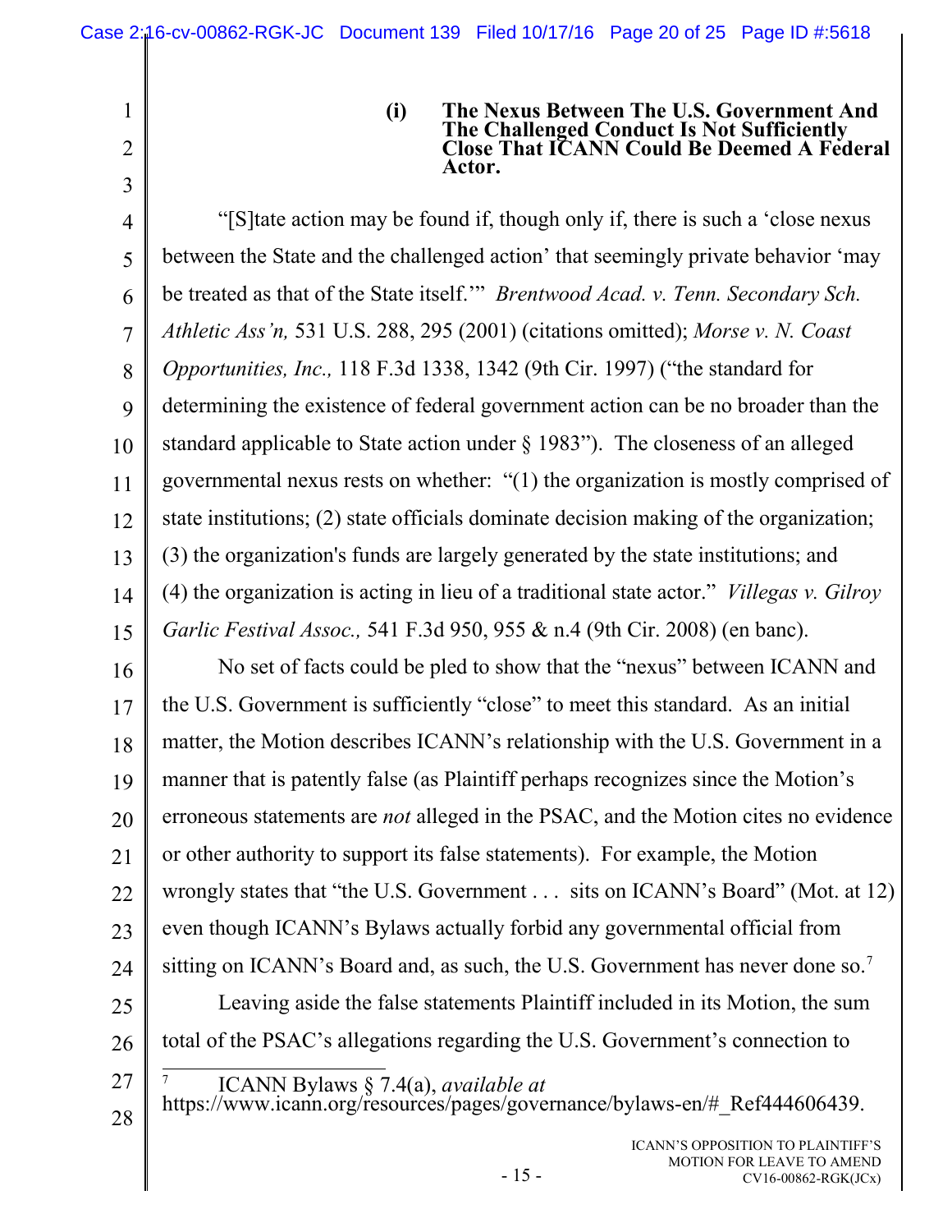**(i) The Nexus Between The U.S. Government And The Challenged Conduct Is Not Sufficiently Close That ICANN Could Be Deemed A Federal Actor.**

"[S]tate action may be found if, though only if, there is such a 'close nexus between the State and the challenged action' that seemingly private behavior 'may be treated as that of the State itself.'" *Brentwood Acad. v. Tenn. Secondary Sch. Athletic Ass'n,* 531 U.S. 288, 295 (2001) (citations omitted); *Morse v. N. Coast Opportunities, Inc.,* 118 F.3d 1338, 1342 (9th Cir. 1997) ("the standard for determining the existence of federal government action can be no broader than the standard applicable to State action under § 1983"). The closeness of an alleged governmental nexus rests on whether: "(1) the organization is mostly comprised of state institutions; (2) state officials dominate decision making of the organization; (3) the organization's funds are largely generated by the state institutions; and (4) the organization is acting in lieu of a traditional state actor." *Villegas v. Gilroy Garlic Festival Assoc.,* 541 F.3d 950, 955 & n.4 (9th Cir. 2008) (en banc).

No set of facts could be pled to show that the "nexus" between ICANN and the U.S. Government is sufficiently "close" to meet this standard. As an initial matter, the Motion describes ICANN's relationship with the U.S. Government in a manner that is patently false (as Plaintiff perhaps recognizes since the Motion's erroneous statements are *not* alleged in the PSAC, and the Motion cites no evidence or other authority to support its false statements). For example, the Motion wrongly states that "the U.S. Government . . . sits on ICANN's Board" (Mot. at 12) even though ICANN's Bylaws actually forbid any governmental official from sitting on ICANN's Board and, as such, the U.S. Government has never done so.[7]

Leaving aside the false statements Plaintiff included in its Motion, the sum total of the PSAC's allegations regarding the U.S. Government's connection to

[7] ICANN Bylaws § 7.4(a), *available at* https://www.icann.org/resources/pages/governance/bylaws-en/#_Ref444606439.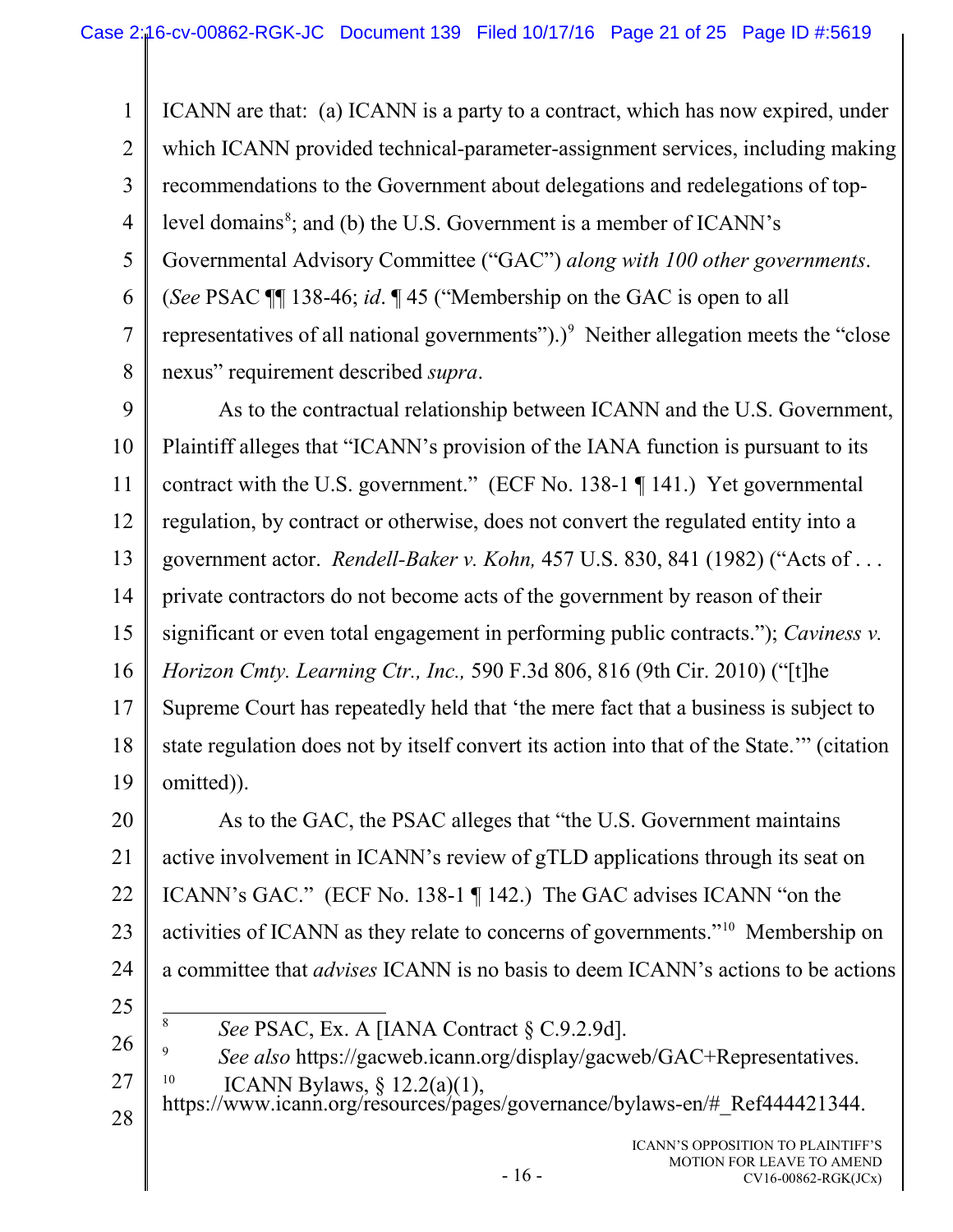ICANN are that: (a) ICANN is a party to a contract, which has now expired, under which ICANN provided technical-parameter-assignment services, including making recommendations to the Government about delegations and redelegations of top-level domains[8]; and (b) the U.S. Government is a member of ICANN's Governmental Advisory Committee ("GAC") *along with 100 other governments*. (*See* PSAC ¶¶ 138-46; *id*. ¶ 45 ("Membership on the GAC is open to all representatives of all national governments").)[9] Neither allegation meets the "close nexus" requirement described *supra*.

As to the contractual relationship between ICANN and the U.S. Government, Plaintiff alleges that "ICANN's provision of the IANA function is pursuant to its contract with the U.S. government." (ECF No. 138-1 ¶ 141.) Yet governmental regulation, by contract or otherwise, does not convert the regulated entity into a government actor. *Rendell-Baker v. Kohn,* 457 U.S. 830, 841 (1982) ("Acts of . . . private contractors do not become acts of the government by reason of their significant or even total engagement in performing public contracts."); *Caviness v. Horizon Cmty. Learning Ctr., Inc.,* 590 F.3d 806, 816 (9th Cir. 2010) ("[t]he Supreme Court has repeatedly held that 'the mere fact that a business is subject to state regulation does not by itself convert its action into that of the State.'" (citation omitted)).

As to the GAC, the PSAC alleges that "the U.S. Government maintains active involvement in ICANN's review of gTLD applications through its seat on ICANN's GAC." (ECF No. 138-1 ¶ 142.) The GAC advises ICANN "on the activities of ICANN as they relate to concerns of governments."[10] Membership on a committee that *advises* ICANN is no basis to deem ICANN's actions to be actions

---

[8] *See* PSAC, Ex. A [IANA Contract § C.9.2.9d].

[9] *See also* https://gacweb.icann.org/display/gacweb/GAC+Representatives.

[10] ICANN Bylaws, § 12.2(a)(1), https://www.icann.org/resources/pages/governance/bylaws-en/#_Ref444421344.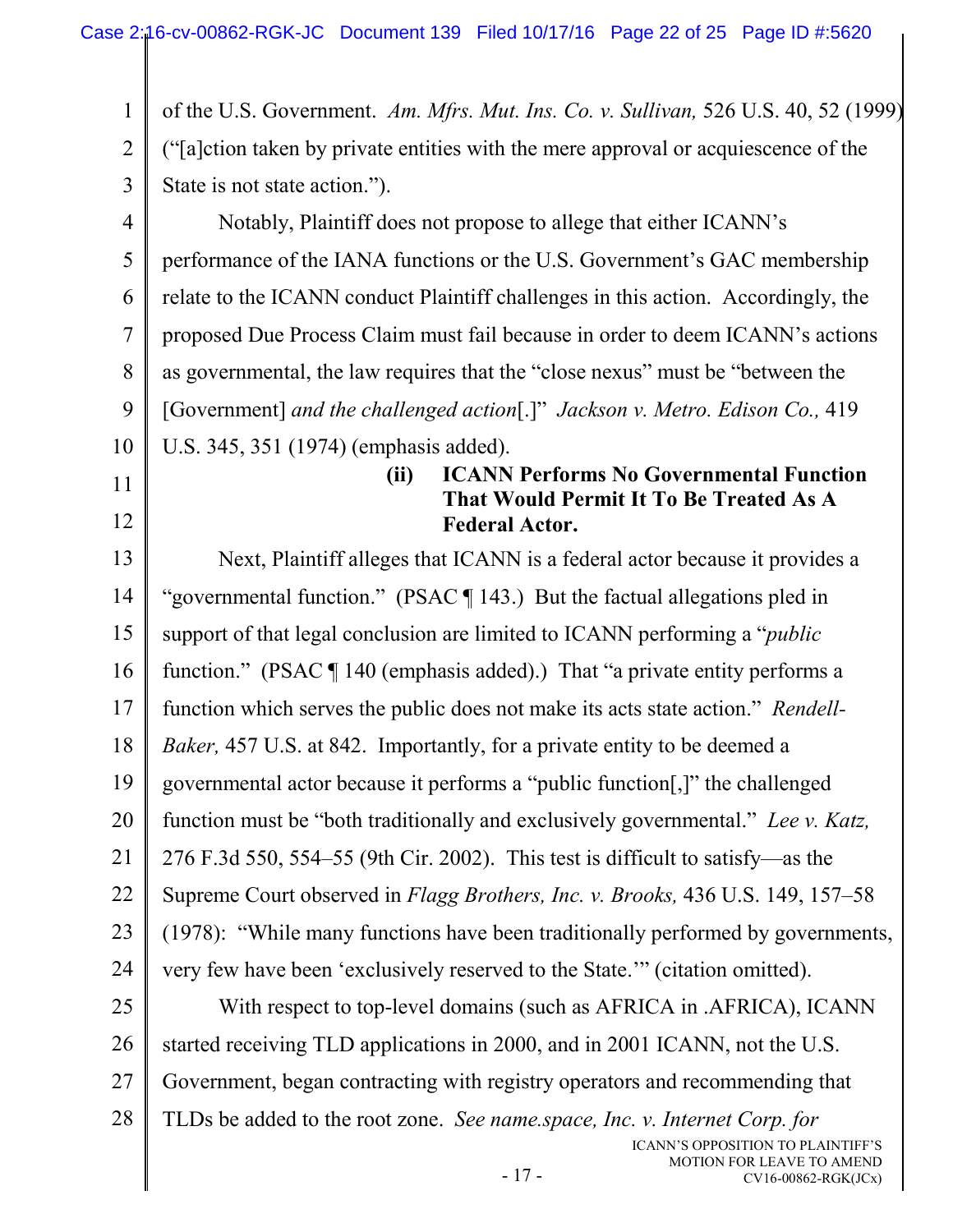of the U.S. Government. *Am. Mfrs. Mut. Ins. Co. v. Sullivan,* 526 U.S. 40, 52 (1999) ("[a]ction taken by private entities with the mere approval or acquiescence of the State is not state action.").

Notably, Plaintiff does not propose to allege that either ICANN's performance of the IANA functions or the U.S. Government's GAC membership relate to the ICANN conduct Plaintiff challenges in this action. Accordingly, the proposed Due Process Claim must fail because in order to deem ICANN's actions as governmental, the law requires that the "close nexus" must be "between the [Government] *and the challenged action*[.]" *Jackson v. Metro. Edison Co.,* 419 U.S. 345, 351 (1974) (emphasis added).

**(ii) ICANN Performs No Governmental Function That Would Permit It To Be Treated As A Federal Actor.**

Next, Plaintiff alleges that ICANN is a federal actor because it provides a "governmental function." (PSAC ¶ 143.) But the factual allegations pled in support of that legal conclusion are limited to ICANN performing a "*public* function." (PSAC ¶ 140 (emphasis added).) That "a private entity performs a function which serves the public does not make its acts state action." *Rendell-Baker,* 457 U.S. at 842. Importantly, for a private entity to be deemed a governmental actor because it performs a "public function[,]" the challenged function must be "both traditionally and exclusively governmental." *Lee v. Katz,* 276 F.3d 550, 554–55 (9th Cir. 2002). This test is difficult to satisfy—as the Supreme Court observed in *Flagg Brothers, Inc. v. Brooks,* 436 U.S. 149, 157–58 (1978): "While many functions have been traditionally performed by governments, very few have been 'exclusively reserved to the State.'" (citation omitted).

With respect to top-level domains (such as AFRICA in .AFRICA), ICANN started receiving TLD applications in 2000, and in 2001 ICANN, not the U.S. Government, began contracting with registry operators and recommending that TLDs be added to the root zone. *See name.space, Inc. v. Internet Corp. for*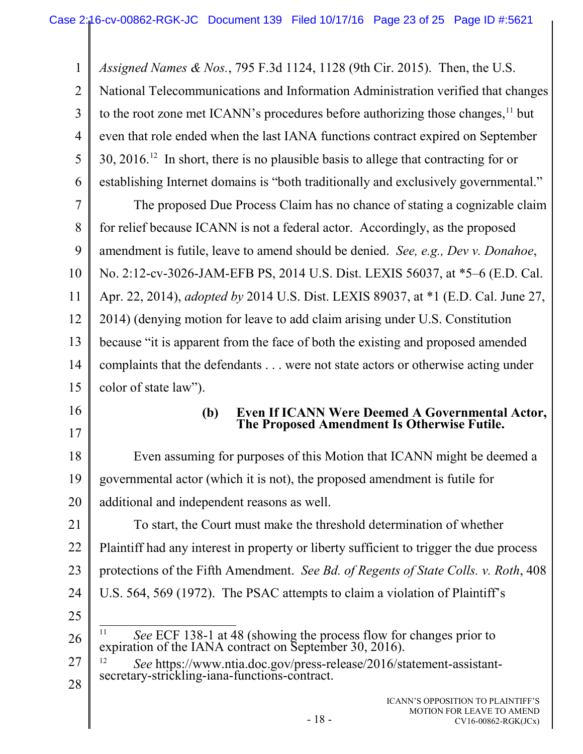*Assigned Names & Nos.*, 795 F.3d 1124, 1128 (9th Cir. 2015). Then, the U.S. National Telecommunications and Information Administration verified that changes to the root zone met ICANN's procedures before authorizing those changes,[11] but even that role ended when the last IANA functions contract expired on September 30, 2016.[12] In short, there is no plausible basis to allege that contracting for or establishing Internet domains is "both traditionally and exclusively governmental."

The proposed Due Process Claim has no chance of stating a cognizable claim for relief because ICANN is not a federal actor. Accordingly, as the proposed amendment is futile, leave to amend should be denied. *See, e.g., Dev v. Donahoe*, No. 2:12-cv-3026-JAM-EFB PS, 2014 U.S. Dist. LEXIS 56037, at *5–6 (E.D. Cal. Apr. 22, 2014), *adopted by* 2014 U.S. Dist. LEXIS 89037, at *1 (E.D. Cal. June 27, 2014) (denying motion for leave to add claim arising under U.S. Constitution because "it is apparent from the face of both the existing and proposed amended complaints that the defendants . . . were not state actors or otherwise acting under color of state law").

#### (b) Even If ICANN Were Deemed A Governmental Actor, The Proposed Amendment Is Otherwise Futile.

Even assuming for purposes of this Motion that ICANN might be deemed a governmental actor (which it is not), the proposed amendment is futile for additional and independent reasons as well.

To start, the Court must make the threshold determination of whether Plaintiff had any interest in property or liberty sufficient to trigger the due process protections of the Fifth Amendment. *See Bd. of Regents of State Colls. v. Roth*, 408 U.S. 564, 569 (1972). The PSAC attempts to claim a violation of Plaintiff's

---

[11] *See* ECF 138-1 at 48 (showing the process flow for changes prior to expiration of the IANA contract on September 30, 2016).

[12] *See* https://www.ntia.doc.gov/press-release/2016/statement-assistant-secretary-strickling-iana-functions-contract.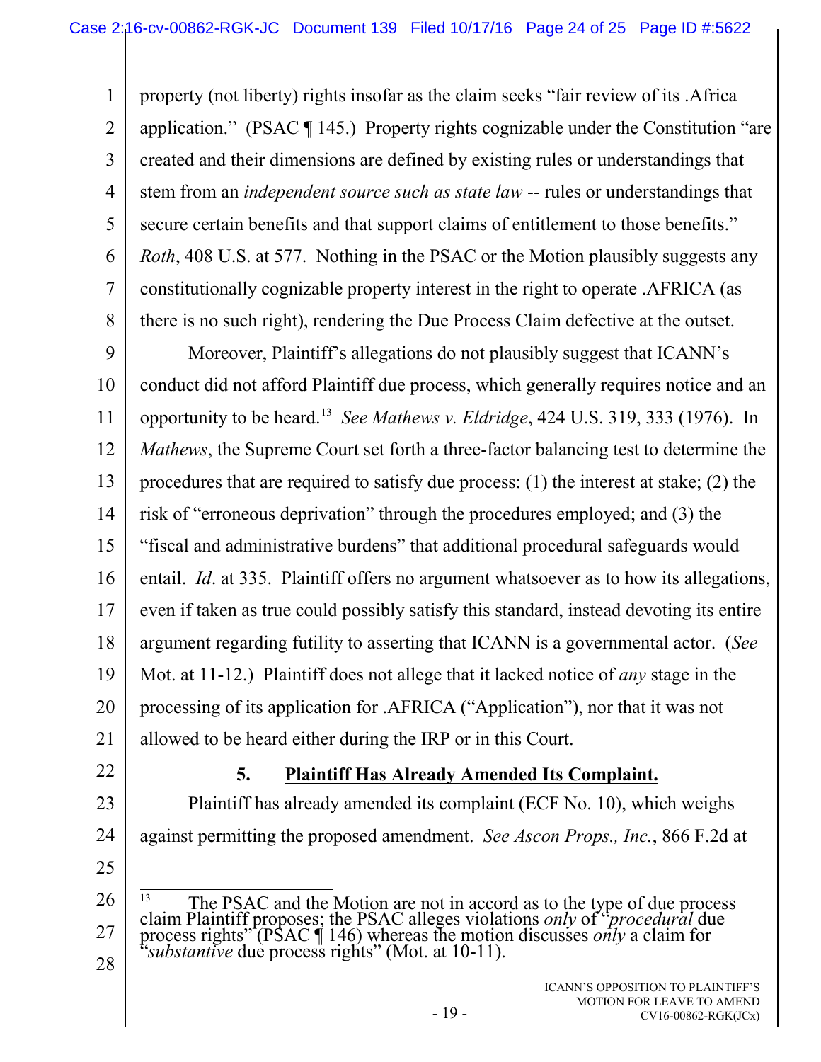property (not liberty) rights insofar as the claim seeks "fair review of its .Africa application." (PSAC ¶ 145.) Property rights cognizable under the Constitution "are created and their dimensions are defined by existing rules or understandings that stem from an *independent source such as state law* -- rules or understandings that secure certain benefits and that support claims of entitlement to those benefits." *Roth*, 408 U.S. at 577. Nothing in the PSAC or the Motion plausibly suggests any constitutionally cognizable property interest in the right to operate .AFRICA (as there is no such right), rendering the Due Process Claim defective at the outset.

Moreover, Plaintiff's allegations do not plausibly suggest that ICANN's conduct did not afford Plaintiff due process, which generally requires notice and an opportunity to be heard.[13] *See Mathews v. Eldridge*, 424 U.S. 319, 333 (1976). In *Mathews*, the Supreme Court set forth a three-factor balancing test to determine the procedures that are required to satisfy due process: (1) the interest at stake; (2) the risk of "erroneous deprivation" through the procedures employed; and (3) the "fiscal and administrative burdens" that additional procedural safeguards would entail. *Id*. at 335. Plaintiff offers no argument whatsoever as to how its allegations, even if taken as true could possibly satisfy this standard, instead devoting its entire argument regarding futility to asserting that ICANN is a governmental actor. (*See* Mot. at 11-12.) Plaintiff does not allege that it lacked notice of *any* stage in the processing of its application for .AFRICA ("Application"), nor that it was not allowed to be heard either during the IRP or in this Court.

### 5. Plaintiff Has Already Amended Its Complaint.

Plaintiff has already amended its complaint (ECF No. 10), which weighs against permitting the proposed amendment. *See Ascon Props., Inc.*, 866 F.2d at

---

[13] The PSAC and the Motion are not in accord as to the type of due process claim Plaintiff proposes; the PSAC alleges violations *only* of "*procedural* due process rights" (PSAC ¶ 146) whereas the motion discusses *only* a claim for "*substantive* due process rights" (Mot. at 10-11).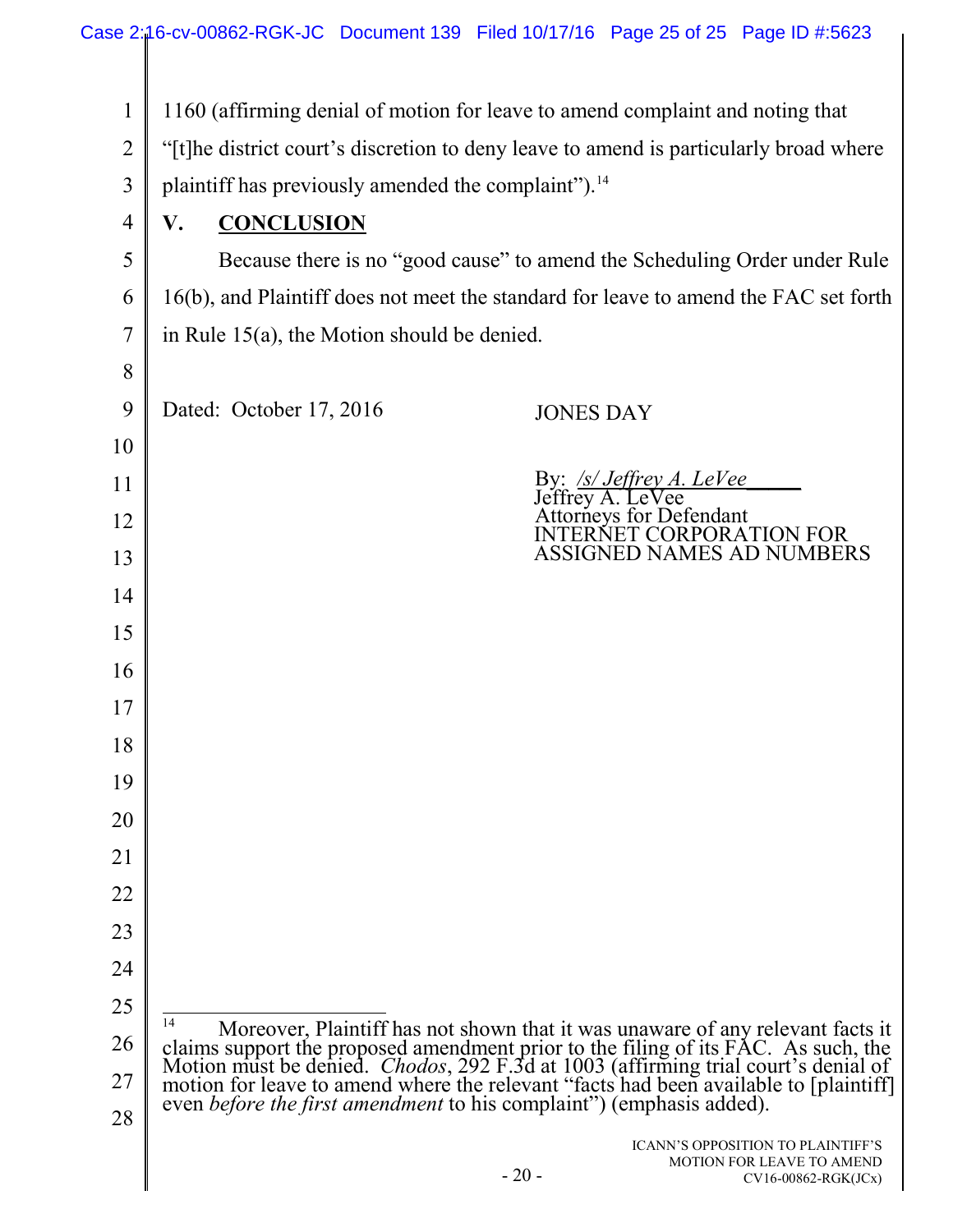1160 (affirming denial of motion for leave to amend complaint and noting that "[t]he district court's discretion to deny leave to amend is particularly broad where plaintiff has previously amended the complaint").[14]

## V. CONCLUSION

Because there is no "good cause" to amend the Scheduling Order under Rule 16(b), and Plaintiff does not meet the standard for leave to amend the FAC set forth in Rule 15(a), the Motion should be denied.

Dated: October 17, 2016

JONES DAY

By: /s/ Jeffrey A. LeVee
Jeffrey A. LeVee
Attorneys for Defendant
INTERNET CORPORATION FOR ASSIGNED NAMES AD NUMBERS

---

[14] Moreover, Plaintiff has not shown that it was unaware of any relevant facts it claims support the proposed amendment prior to the filing of its FAC. As such, the Motion must be denied. *Chodos*, 292 F.3d at 1003 (affirming trial court's denial of motion for leave to amend where the relevant "facts had been available to [plaintiff] even *before the first amendment* to his complaint") (emphasis added).

ICANN'S OPPOSITION TO PLAINTIFF'S MOTION FOR LEAVE TO AMEND
CV16-00862-RGK(JCx)